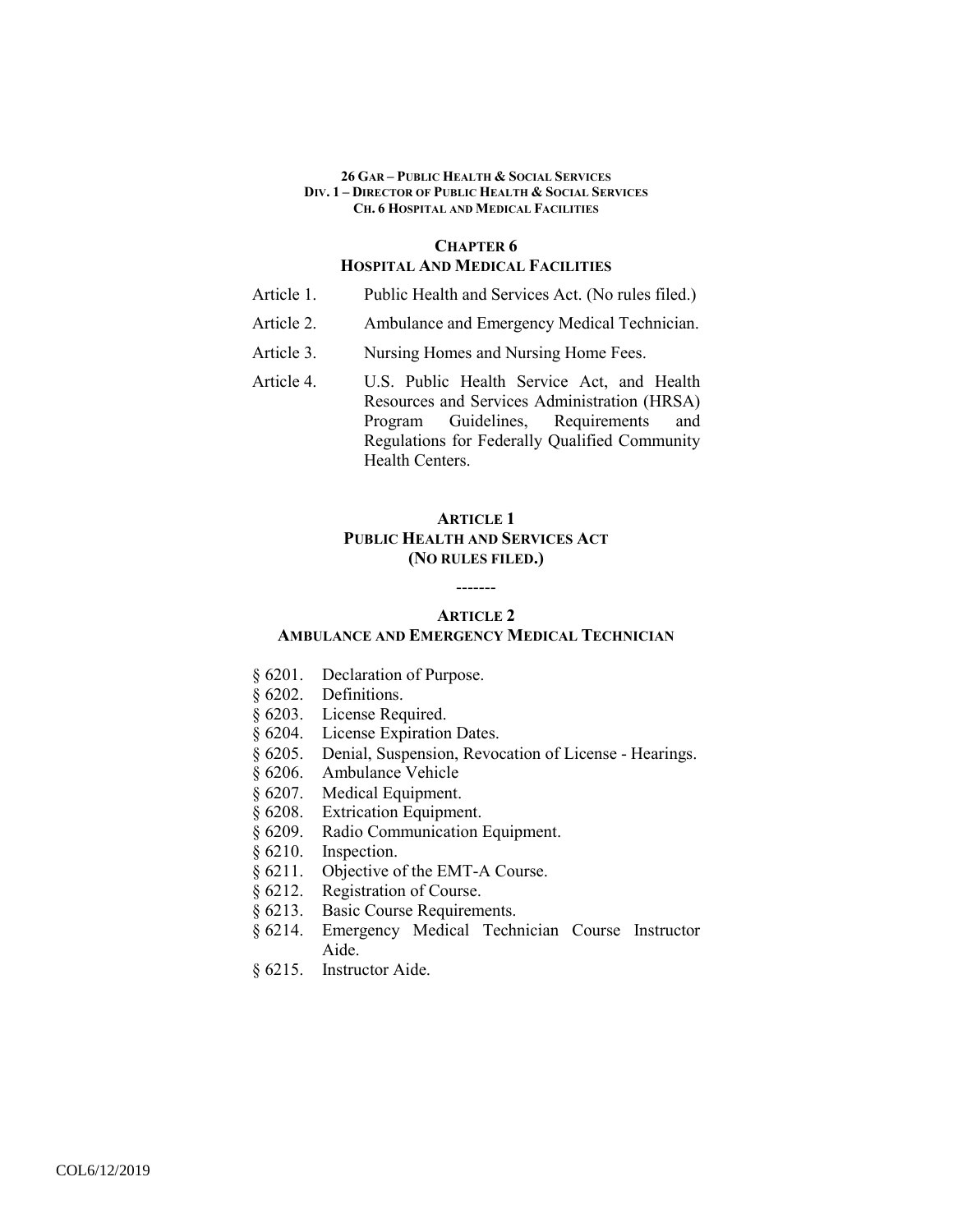# CHAPTER 6
# HOSPITAL AND MEDICAL FACILITIES

| | |
|---|---|
| Article 1. | Public Health and Services Act. (No rules filed.) |
| Article 2. | Ambulance and Emergency Medical Technician. |
| Article 3. | Nursing Homes and Nursing Home Fees. |
| Article 4. | U.S. Public Health Service Act, and Health Resources and Services Administration (HRSA) Program Guidelines, Requirements and Regulations for Federally Qualified Community Health Centers. |

## ARTICLE 1
## PUBLIC HEALTH AND SERVICES ACT
## (NO RULES FILED.)

-------

## ARTICLE 2
## AMBULANCE AND EMERGENCY MEDICAL TECHNICIAN

§ 6201. Declaration of Purpose.
§ 6202. Definitions.
§ 6203. License Required.
§ 6204. License Expiration Dates.
§ 6205. Denial, Suspension, Revocation of License - Hearings.
§ 6206. Ambulance Vehicle
§ 6207. Medical Equipment.
§ 6208. Extrication Equipment.
§ 6209. Radio Communication Equipment.
§ 6210. Inspection.
§ 6211. Objective of the EMT-A Course.
§ 6212. Registration of Course.
§ 6213. Basic Course Requirements.
§ 6214. Emergency Medical Technician Course Instructor Aide.
§ 6215. Instructor Aide.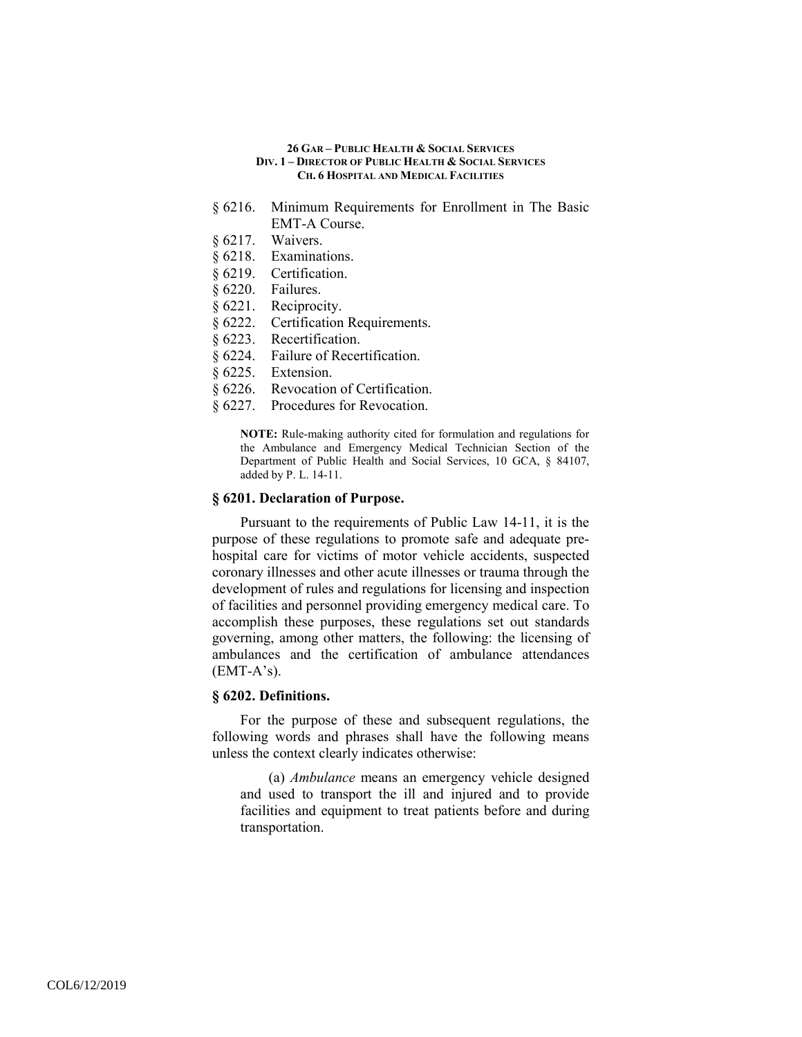§ 6216. Minimum Requirements for Enrollment in The Basic EMT-A Course.
§ 6217. Waivers.
§ 6218. Examinations.
§ 6219. Certification.
§ 6220. Failures.
§ 6221. Reciprocity.
§ 6222. Certification Requirements.
§ 6223. Recertification.
§ 6224. Failure of Recertification.
§ 6225. Extension.
§ 6226. Revocation of Certification.
§ 6227. Procedures for Revocation.

**NOTE:** Rule-making authority cited for formulation and regulations for the Ambulance and Emergency Medical Technician Section of the Department of Public Health and Social Services, 10 GCA, § 84107, added by P. L. 14-11.

### § 6201. Declaration of Purpose.

Pursuant to the requirements of Public Law 14-11, it is the purpose of these regulations to promote safe and adequate pre-hospital care for victims of motor vehicle accidents, suspected coronary illnesses and other acute illnesses or trauma through the development of rules and regulations for licensing and inspection of facilities and personnel providing emergency medical care. To accomplish these purposes, these regulations set out standards governing, among other matters, the following: the licensing of ambulances and the certification of ambulance attendances (EMT-A's).

### § 6202. Definitions.

For the purpose of these and subsequent regulations, the following words and phrases shall have the following means unless the context clearly indicates otherwise:

(a) *Ambulance* means an emergency vehicle designed and used to transport the ill and injured and to provide facilities and equipment to treat patients before and during transportation.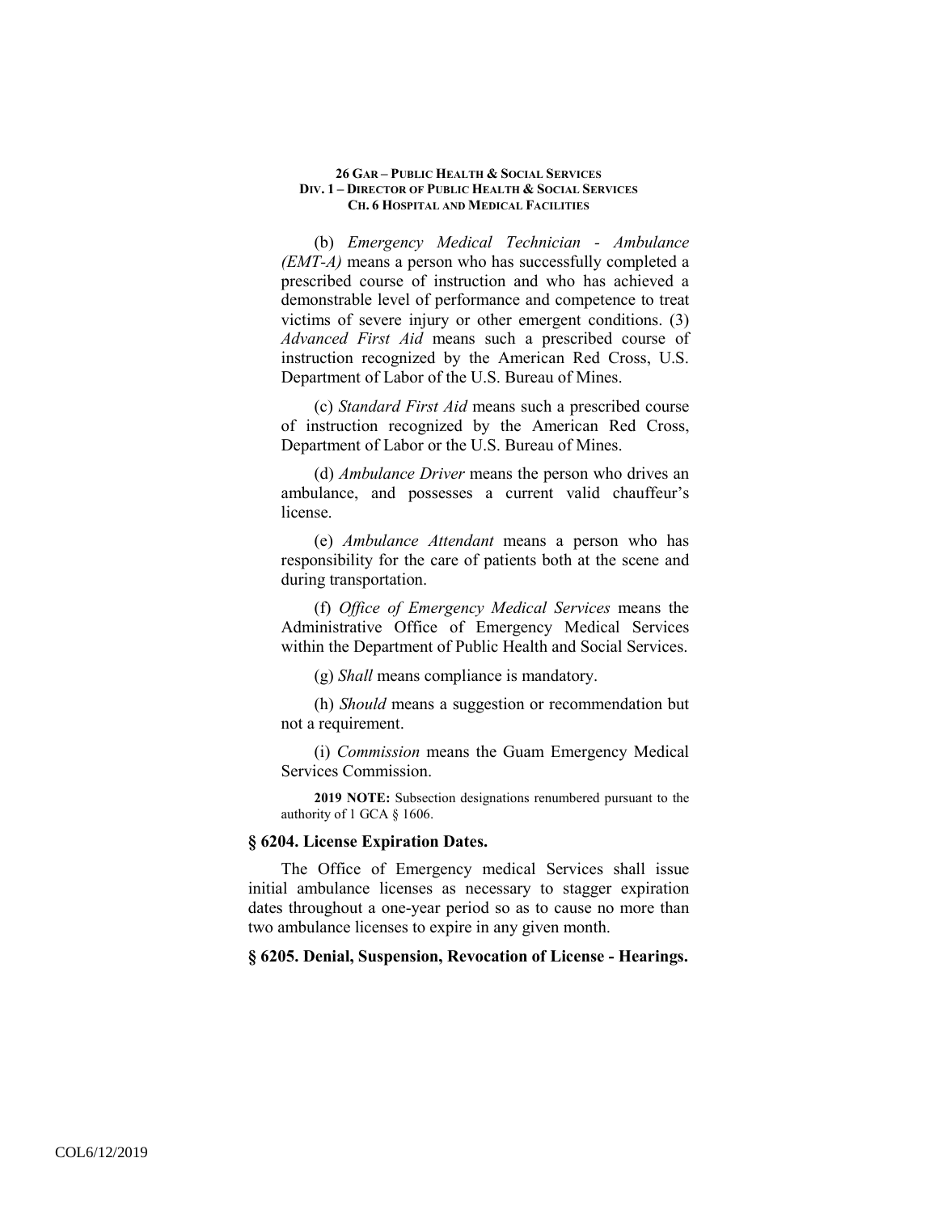(b) *Emergency Medical Technician - Ambulance (EMT-A)* means a person who has successfully completed a prescribed course of instruction and who has achieved a demonstrable level of performance and competence to treat victims of severe injury or other emergent conditions. (3) *Advanced First Aid* means such a prescribed course of instruction recognized by the American Red Cross, U.S. Department of Labor of the U.S. Bureau of Mines.

(c) *Standard First Aid* means such a prescribed course of instruction recognized by the American Red Cross, Department of Labor or the U.S. Bureau of Mines.

(d) *Ambulance Driver* means the person who drives an ambulance, and possesses a current valid chauffeur's license.

(e) *Ambulance Attendant* means a person who has responsibility for the care of patients both at the scene and during transportation.

(f) *Office of Emergency Medical Services* means the Administrative Office of Emergency Medical Services within the Department of Public Health and Social Services.

(g) *Shall* means compliance is mandatory.

(h) *Should* means a suggestion or recommendation but not a requirement.

(i) *Commission* means the Guam Emergency Medical Services Commission.

**2019 NOTE:** Subsection designations renumbered pursuant to the authority of 1 GCA § 1606.

### § 6204. License Expiration Dates.

The Office of Emergency medical Services shall issue initial ambulance licenses as necessary to stagger expiration dates throughout a one-year period so as to cause no more than two ambulance licenses to expire in any given month.

### § 6205. Denial, Suspension, Revocation of License - Hearings.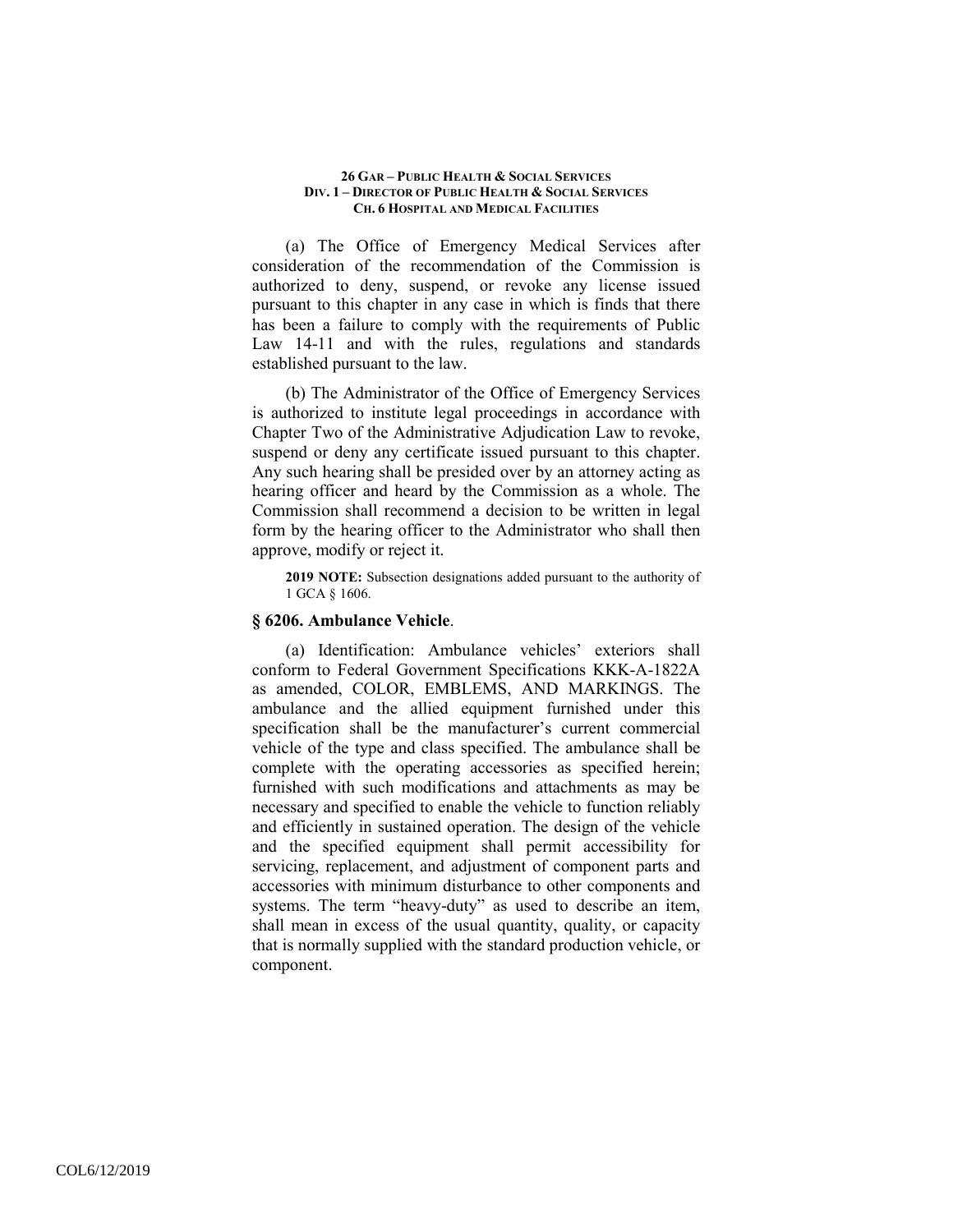(a) The Office of Emergency Medical Services after consideration of the recommendation of the Commission is authorized to deny, suspend, or revoke any license issued pursuant to this chapter in any case in which is finds that there has been a failure to comply with the requirements of Public Law 14-11 and with the rules, regulations and standards established pursuant to the law.

(b) The Administrator of the Office of Emergency Services is authorized to institute legal proceedings in accordance with Chapter Two of the Administrative Adjudication Law to revoke, suspend or deny any certificate issued pursuant to this chapter. Any such hearing shall be presided over by an attorney acting as hearing officer and heard by the Commission as a whole. The Commission shall recommend a decision to be written in legal form by the hearing officer to the Administrator who shall then approve, modify or reject it.

**2019 NOTE:** Subsection designations added pursuant to the authority of 1 GCA § 1606.

### § 6206. Ambulance Vehicle.

(a) Identification: Ambulance vehicles' exteriors shall conform to Federal Government Specifications KKK-A-1822A as amended, COLOR, EMBLEMS, AND MARKINGS. The ambulance and the allied equipment furnished under this specification shall be the manufacturer's current commercial vehicle of the type and class specified. The ambulance shall be complete with the operating accessories as specified herein; furnished with such modifications and attachments as may be necessary and specified to enable the vehicle to function reliably and efficiently in sustained operation. The design of the vehicle and the specified equipment shall permit accessibility for servicing, replacement, and adjustment of component parts and accessories with minimum disturbance to other components and systems. The term "heavy-duty" as used to describe an item, shall mean in excess of the usual quantity, quality, or capacity that is normally supplied with the standard production vehicle, or component.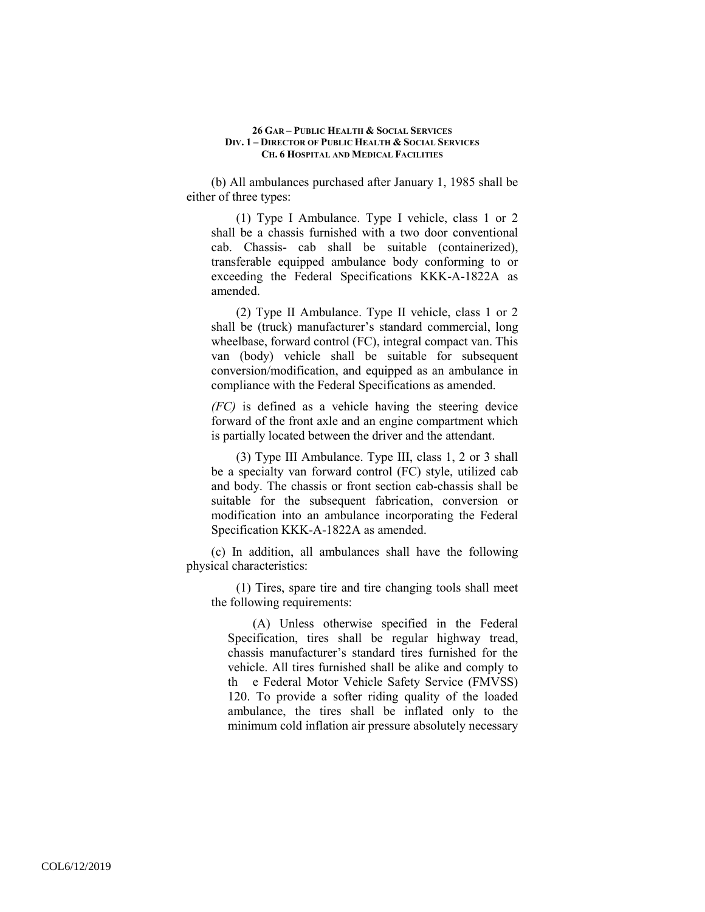(b) All ambulances purchased after January 1, 1985 shall be either of three types:

(1) Type I Ambulance. Type I vehicle, class 1 or 2 shall be a chassis furnished with a two door conventional cab. Chassis- cab shall be suitable (containerized), transferable equipped ambulance body conforming to or exceeding the Federal Specifications KKK-A-1822A as amended.

(2) Type II Ambulance. Type II vehicle, class 1 or 2 shall be (truck) manufacturer's standard commercial, long wheelbase, forward control (FC), integral compact van. This van (body) vehicle shall be suitable for subsequent conversion/modification, and equipped as an ambulance in compliance with the Federal Specifications as amended.

*(FC)* is defined as a vehicle having the steering device forward of the front axle and an engine compartment which is partially located between the driver and the attendant.

(3) Type III Ambulance. Type III, class 1, 2 or 3 shall be a specialty van forward control (FC) style, utilized cab and body. The chassis or front section cab-chassis shall be suitable for the subsequent fabrication, conversion or modification into an ambulance incorporating the Federal Specification KKK-A-1822A as amended.

(c) In addition, all ambulances shall have the following physical characteristics:

(1) Tires, spare tire and tire changing tools shall meet the following requirements:

(A) Unless otherwise specified in the Federal Specification, tires shall be regular highway tread, chassis manufacturer's standard tires furnished for the vehicle. All tires furnished shall be alike and comply to th e Federal Motor Vehicle Safety Service (FMVSS) 120. To provide a softer riding quality of the loaded ambulance, the tires shall be inflated only to the minimum cold inflation air pressure absolutely necessary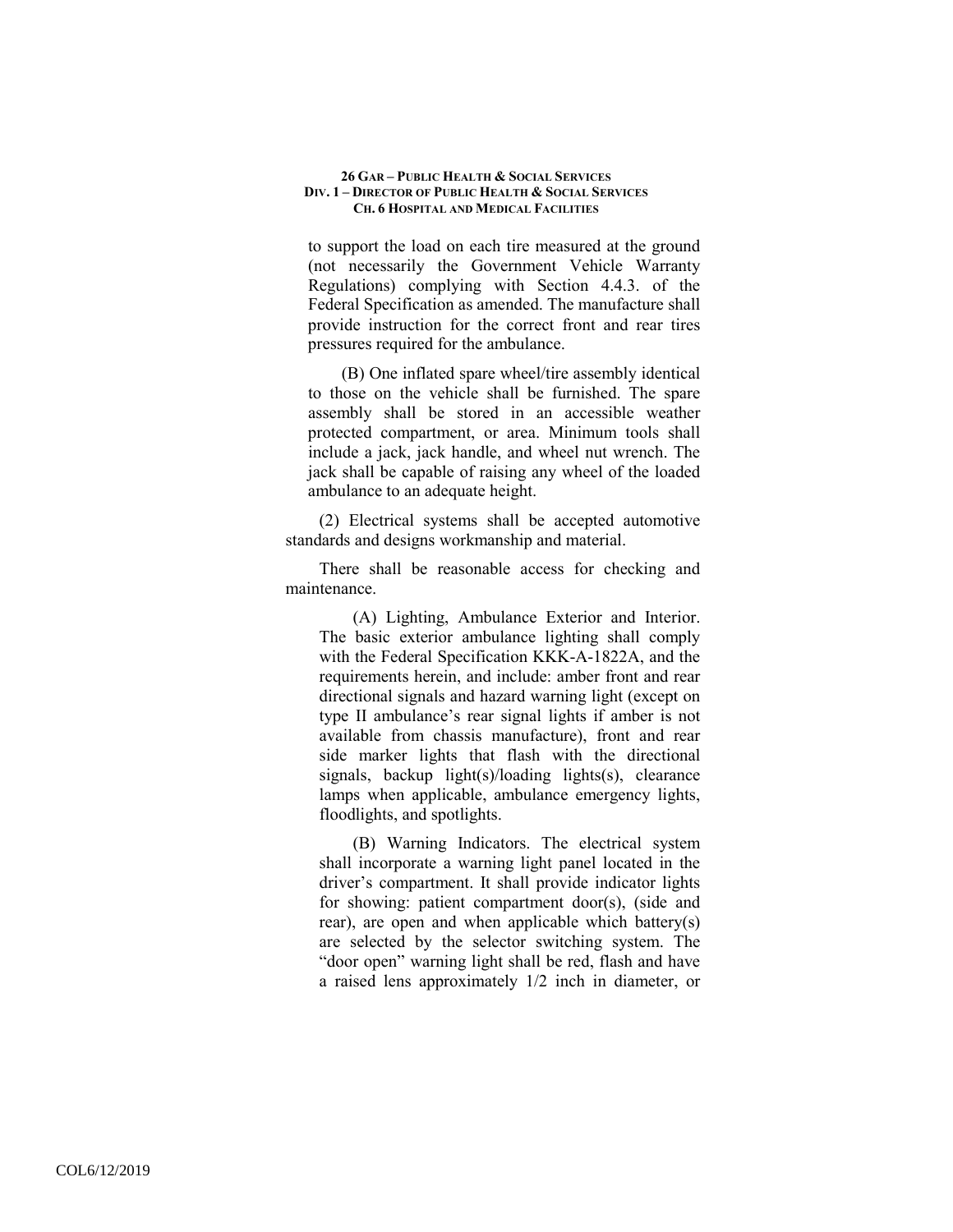to support the load on each tire measured at the ground (not necessarily the Government Vehicle Warranty Regulations) complying with Section 4.4.3. of the Federal Specification as amended. The manufacture shall provide instruction for the correct front and rear tires pressures required for the ambulance.

(B) One inflated spare wheel/tire assembly identical to those on the vehicle shall be furnished. The spare assembly shall be stored in an accessible weather protected compartment, or area. Minimum tools shall include a jack, jack handle, and wheel nut wrench. The jack shall be capable of raising any wheel of the loaded ambulance to an adequate height.

(2) Electrical systems shall be accepted automotive standards and designs workmanship and material.

There shall be reasonable access for checking and maintenance.

(A) Lighting, Ambulance Exterior and Interior. The basic exterior ambulance lighting shall comply with the Federal Specification KKK-A-1822A, and the requirements herein, and include: amber front and rear directional signals and hazard warning light (except on type II ambulance's rear signal lights if amber is not available from chassis manufacture), front and rear side marker lights that flash with the directional signals, backup light(s)/loading lights(s), clearance lamps when applicable, ambulance emergency lights, floodlights, and spotlights.

(B) Warning Indicators. The electrical system shall incorporate a warning light panel located in the driver's compartment. It shall provide indicator lights for showing: patient compartment door(s), (side and rear), are open and when applicable which battery(s) are selected by the selector switching system. The "door open" warning light shall be red, flash and have a raised lens approximately 1/2 inch in diameter, or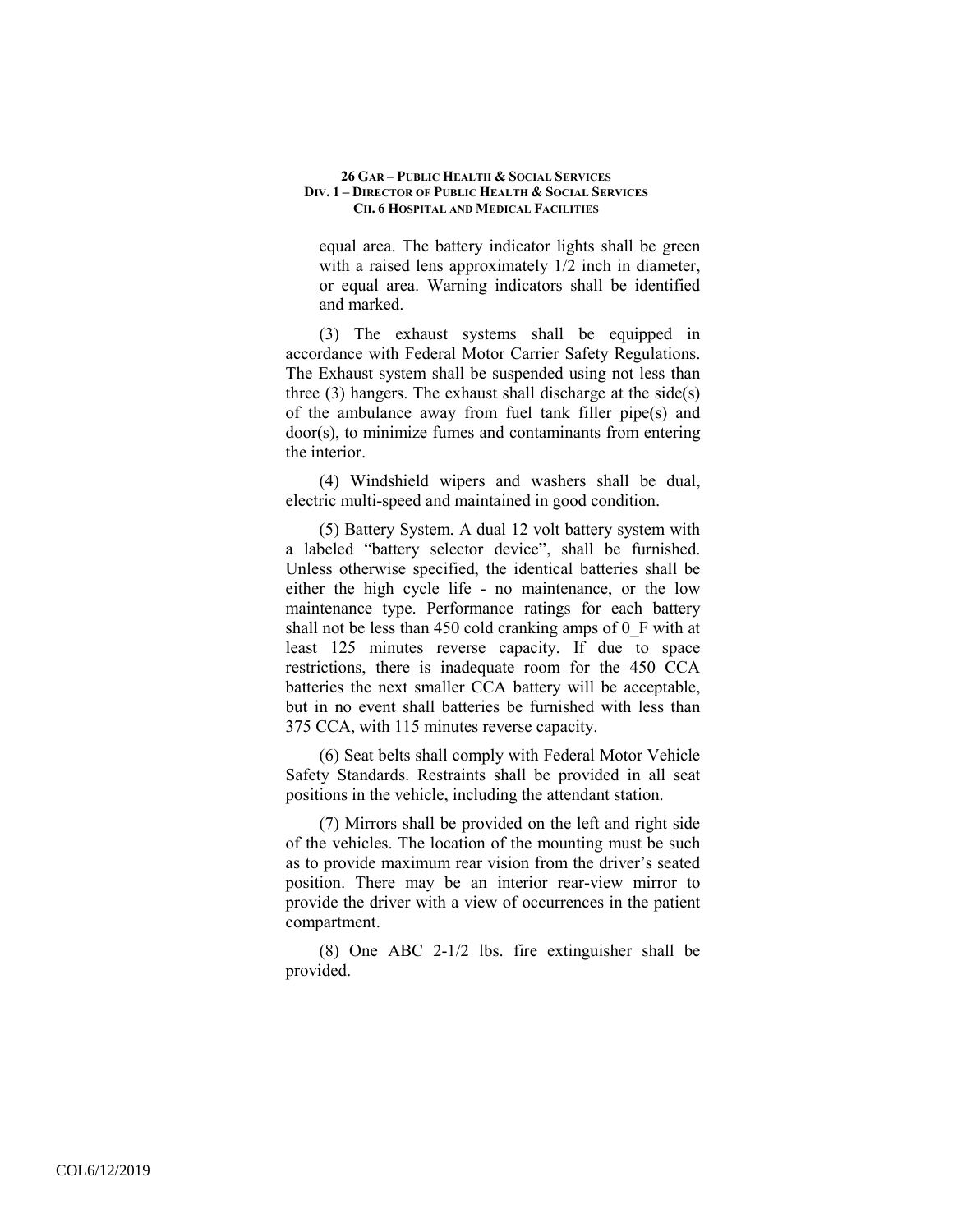equal area. The battery indicator lights shall be green with a raised lens approximately 1/2 inch in diameter, or equal area. Warning indicators shall be identified and marked.

(3) The exhaust systems shall be equipped in accordance with Federal Motor Carrier Safety Regulations. The Exhaust system shall be suspended using not less than three (3) hangers. The exhaust shall discharge at the side(s) of the ambulance away from fuel tank filler pipe(s) and door(s), to minimize fumes and contaminants from entering the interior.

(4) Windshield wipers and washers shall be dual, electric multi-speed and maintained in good condition.

(5) Battery System. A dual 12 volt battery system with a labeled "battery selector device", shall be furnished. Unless otherwise specified, the identical batteries shall be either the high cycle life - no maintenance, or the low maintenance type. Performance ratings for each battery shall not be less than 450 cold cranking amps of 0_F with at least 125 minutes reverse capacity. If due to space restrictions, there is inadequate room for the 450 CCA batteries the next smaller CCA battery will be acceptable, but in no event shall batteries be furnished with less than 375 CCA, with 115 minutes reverse capacity.

(6) Seat belts shall comply with Federal Motor Vehicle Safety Standards. Restraints shall be provided in all seat positions in the vehicle, including the attendant station.

(7) Mirrors shall be provided on the left and right side of the vehicles. The location of the mounting must be such as to provide maximum rear vision from the driver's seated position. There may be an interior rear-view mirror to provide the driver with a view of occurrences in the patient compartment.

(8) One ABC 2-1/2 lbs. fire extinguisher shall be provided.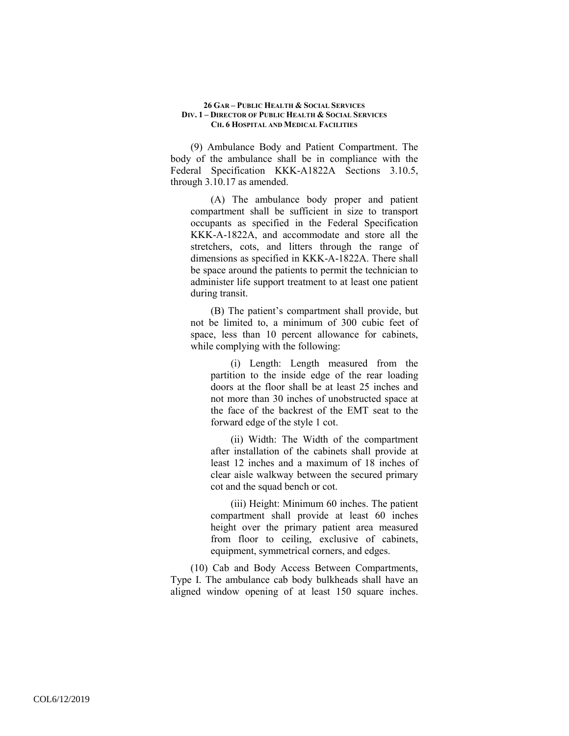(9) Ambulance Body and Patient Compartment. The body of the ambulance shall be in compliance with the Federal Specification KKK-A1822A Sections 3.10.5, through 3.10.17 as amended.

(A) The ambulance body proper and patient compartment shall be sufficient in size to transport occupants as specified in the Federal Specification KKK-A-1822A, and accommodate and store all the stretchers, cots, and litters through the range of dimensions as specified in KKK-A-1822A. There shall be space around the patients to permit the technician to administer life support treatment to at least one patient during transit.

(B) The patient's compartment shall provide, but not be limited to, a minimum of 300 cubic feet of space, less than 10 percent allowance for cabinets, while complying with the following:

(i) Length: Length measured from the partition to the inside edge of the rear loading doors at the floor shall be at least 25 inches and not more than 30 inches of unobstructed space at the face of the backrest of the EMT seat to the forward edge of the style 1 cot.

(ii) Width: The Width of the compartment after installation of the cabinets shall provide at least 12 inches and a maximum of 18 inches of clear aisle walkway between the secured primary cot and the squad bench or cot.

(iii) Height: Minimum 60 inches. The patient compartment shall provide at least 60 inches height over the primary patient area measured from floor to ceiling, exclusive of cabinets, equipment, symmetrical corners, and edges.

(10) Cab and Body Access Between Compartments, Type I. The ambulance cab body bulkheads shall have an aligned window opening of at least 150 square inches.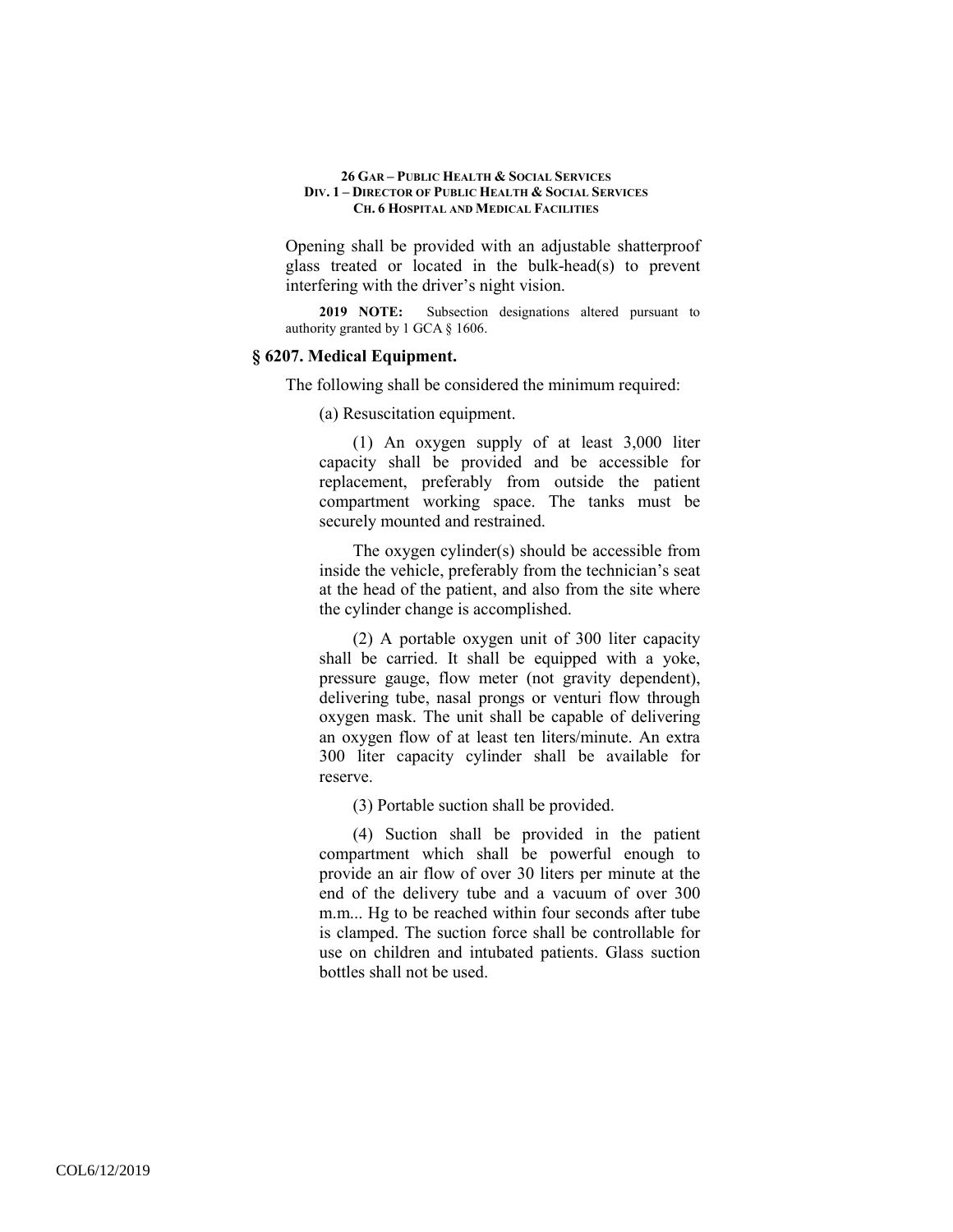Opening shall be provided with an adjustable shatterproof glass treated or located in the bulk-head(s) to prevent interfering with the driver's night vision.

**2019 NOTE:** Subsection designations altered pursuant to authority granted by 1 GCA § 1606.

### § 6207. Medical Equipment.

The following shall be considered the minimum required:

(a) Resuscitation equipment.

(1) An oxygen supply of at least 3,000 liter capacity shall be provided and be accessible for replacement, preferably from outside the patient compartment working space. The tanks must be securely mounted and restrained.

The oxygen cylinder(s) should be accessible from inside the vehicle, preferably from the technician's seat at the head of the patient, and also from the site where the cylinder change is accomplished.

(2) A portable oxygen unit of 300 liter capacity shall be carried. It shall be equipped with a yoke, pressure gauge, flow meter (not gravity dependent), delivering tube, nasal prongs or venturi flow through oxygen mask. The unit shall be capable of delivering an oxygen flow of at least ten liters/minute. An extra 300 liter capacity cylinder shall be available for reserve.

(3) Portable suction shall be provided.

(4) Suction shall be provided in the patient compartment which shall be powerful enough to provide an air flow of over 30 liters per minute at the end of the delivery tube and a vacuum of over 300 m.m... Hg to be reached within four seconds after tube is clamped. The suction force shall be controllable for use on children and intubated patients. Glass suction bottles shall not be used.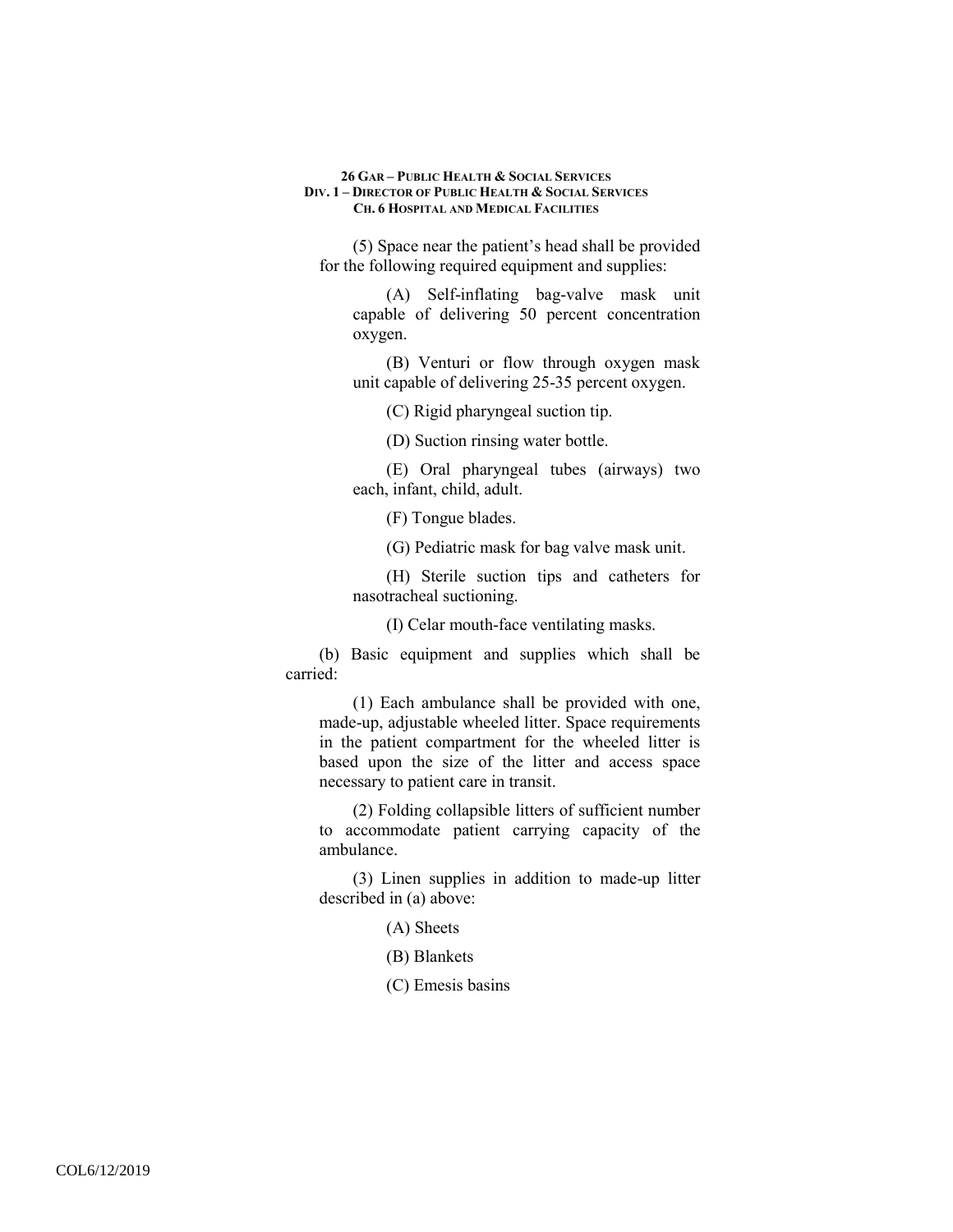(5) Space near the patient's head shall be provided for the following required equipment and supplies:

(A) Self-inflating bag-valve mask unit capable of delivering 50 percent concentration oxygen.

(B) Venturi or flow through oxygen mask unit capable of delivering 25-35 percent oxygen.

(C) Rigid pharyngeal suction tip.

(D) Suction rinsing water bottle.

(E) Oral pharyngeal tubes (airways) two each, infant, child, adult.

(F) Tongue blades.

(G) Pediatric mask for bag valve mask unit.

(H) Sterile suction tips and catheters for nasotracheal suctioning.

(I) Celar mouth-face ventilating masks.

(b) Basic equipment and supplies which shall be carried:

(1) Each ambulance shall be provided with one, made-up, adjustable wheeled litter. Space requirements in the patient compartment for the wheeled litter is based upon the size of the litter and access space necessary to patient care in transit.

(2) Folding collapsible litters of sufficient number to accommodate patient carrying capacity of the ambulance.

(3) Linen supplies in addition to made-up litter described in (a) above:

(A) Sheets

(B) Blankets

(C) Emesis basins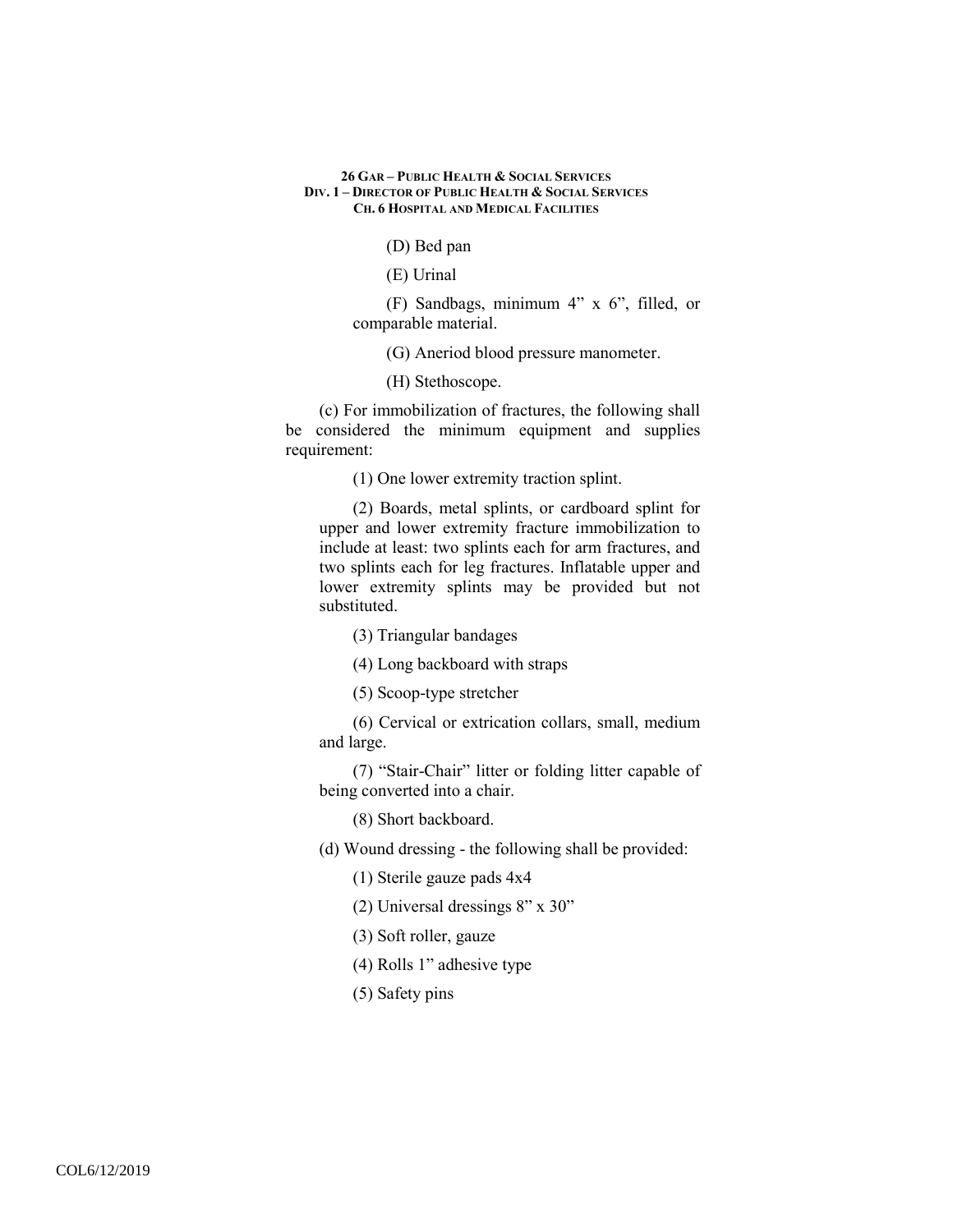(D) Bed pan

(E) Urinal

(F) Sandbags, minimum 4" x 6", filled, or comparable material.

(G) Aneriod blood pressure manometer.

(H) Stethoscope.

(c) For immobilization of fractures, the following shall be considered the minimum equipment and supplies requirement:

(1) One lower extremity traction splint.

(2) Boards, metal splints, or cardboard splint for upper and lower extremity fracture immobilization to include at least: two splints each for arm fractures, and two splints each for leg fractures. Inflatable upper and lower extremity splints may be provided but not substituted.

(3) Triangular bandages

(4) Long backboard with straps

(5) Scoop-type stretcher

(6) Cervical or extrication collars, small, medium and large.

(7) "Stair-Chair" litter or folding litter capable of being converted into a chair.

(8) Short backboard.

(d) Wound dressing - the following shall be provided:

(1) Sterile gauze pads 4x4

(2) Universal dressings 8" x 30"

(3) Soft roller, gauze

(4) Rolls 1" adhesive type

(5) Safety pins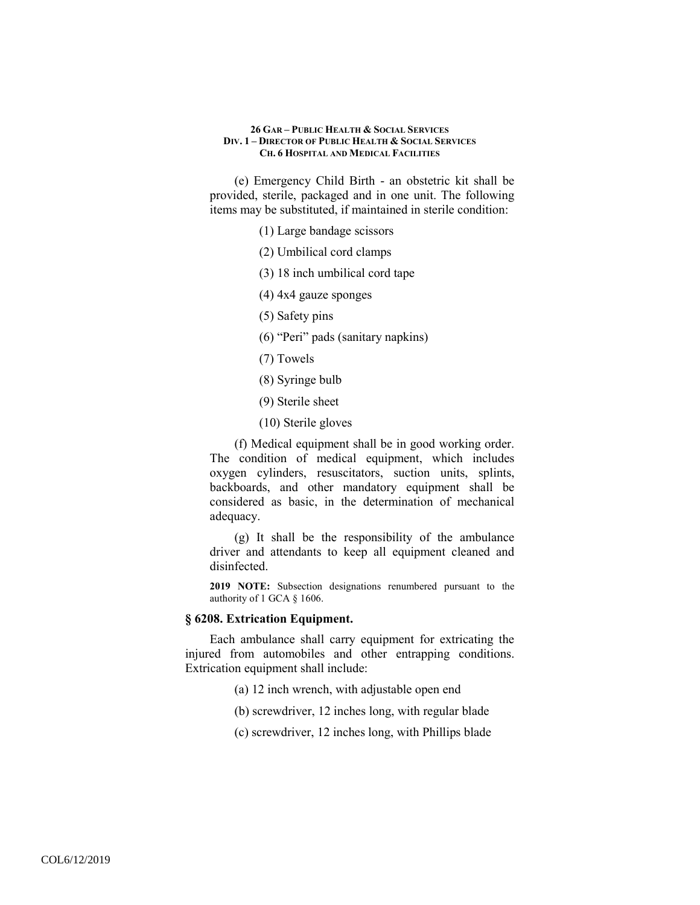(e) Emergency Child Birth - an obstetric kit shall be provided, sterile, packaged and in one unit. The following items may be substituted, if maintained in sterile condition:

(1) Large bandage scissors

(2) Umbilical cord clamps

(3) 18 inch umbilical cord tape

(4) 4x4 gauze sponges

(5) Safety pins

(6) "Peri" pads (sanitary napkins)

(7) Towels

(8) Syringe bulb

(9) Sterile sheet

(10) Sterile gloves

(f) Medical equipment shall be in good working order. The condition of medical equipment, which includes oxygen cylinders, resuscitators, suction units, splints, backboards, and other mandatory equipment shall be considered as basic, in the determination of mechanical adequacy.

(g) It shall be the responsibility of the ambulance driver and attendants to keep all equipment cleaned and disinfected.

**2019 NOTE:** Subsection designations renumbered pursuant to the authority of 1 GCA § 1606.

### § 6208. Extrication Equipment.

Each ambulance shall carry equipment for extricating the injured from automobiles and other entrapping conditions. Extrication equipment shall include:

(a) 12 inch wrench, with adjustable open end

(b) screwdriver, 12 inches long, with regular blade

(c) screwdriver, 12 inches long, with Phillips blade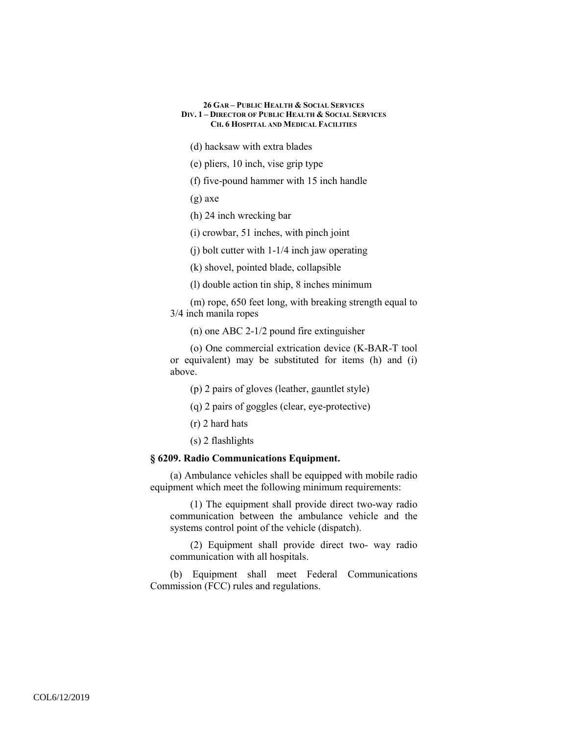(d) hacksaw with extra blades

(e) pliers, 10 inch, vise grip type

(f) five-pound hammer with 15 inch handle

(g) axe

(h) 24 inch wrecking bar

(i) crowbar, 51 inches, with pinch joint

(j) bolt cutter with 1-1/4 inch jaw operating

(k) shovel, pointed blade, collapsible

(l) double action tin ship, 8 inches minimum

(m) rope, 650 feet long, with breaking strength equal to 3/4 inch manila ropes

(n) one ABC 2-1/2 pound fire extinguisher

(o) One commercial extrication device (K-BAR-T tool or equivalent) may be substituted for items (h) and (i) above.

(p) 2 pairs of gloves (leather, gauntlet style)

(q) 2 pairs of goggles (clear, eye-protective)

(r) 2 hard hats

(s) 2 flashlights

**§ 6209. Radio Communications Equipment.**

(a) Ambulance vehicles shall be equipped with mobile radio equipment which meet the following minimum requirements:

(1) The equipment shall provide direct two-way radio communication between the ambulance vehicle and the systems control point of the vehicle (dispatch).

(2) Equipment shall provide direct two- way radio communication with all hospitals.

(b) Equipment shall meet Federal Communications Commission (FCC) rules and regulations.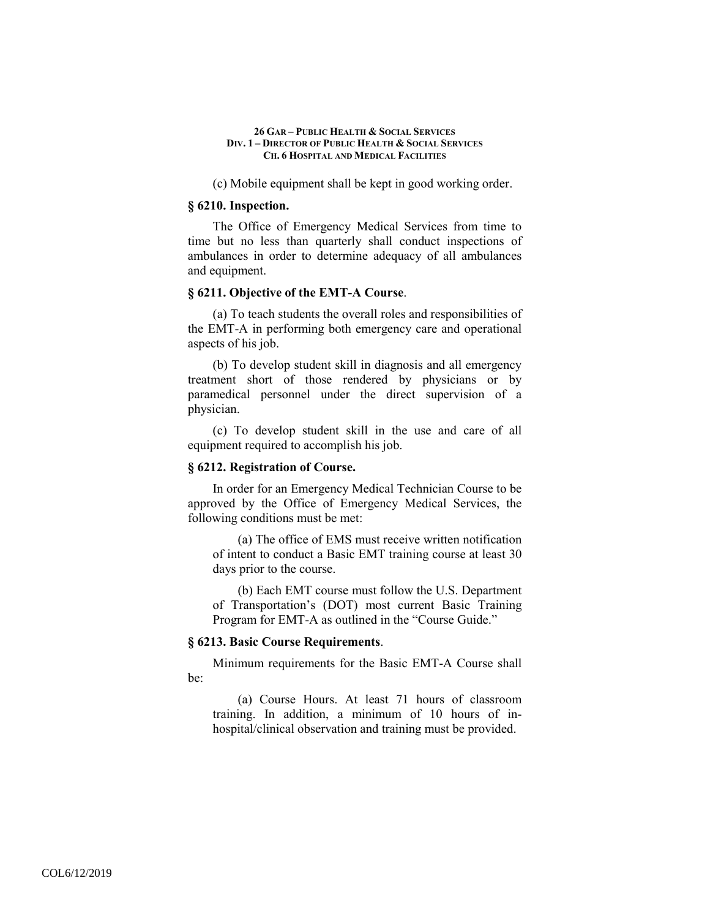(c) Mobile equipment shall be kept in good working order.

### § 6210. Inspection.

The Office of Emergency Medical Services from time to time but no less than quarterly shall conduct inspections of ambulances in order to determine adequacy of all ambulances and equipment.

### § 6211. Objective of the EMT-A Course.

(a) To teach students the overall roles and responsibilities of the EMT-A in performing both emergency care and operational aspects of his job.

(b) To develop student skill in diagnosis and all emergency treatment short of those rendered by physicians or by paramedical personnel under the direct supervision of a physician.

(c) To develop student skill in the use and care of all equipment required to accomplish his job.

### § 6212. Registration of Course.

In order for an Emergency Medical Technician Course to be approved by the Office of Emergency Medical Services, the following conditions must be met:

(a) The office of EMS must receive written notification of intent to conduct a Basic EMT training course at least 30 days prior to the course.

(b) Each EMT course must follow the U.S. Department of Transportation's (DOT) most current Basic Training Program for EMT-A as outlined in the "Course Guide."

### § 6213. Basic Course Requirements.

Minimum requirements for the Basic EMT-A Course shall be:

(a) Course Hours. At least 71 hours of classroom training. In addition, a minimum of 10 hours of in-hospital/clinical observation and training must be provided.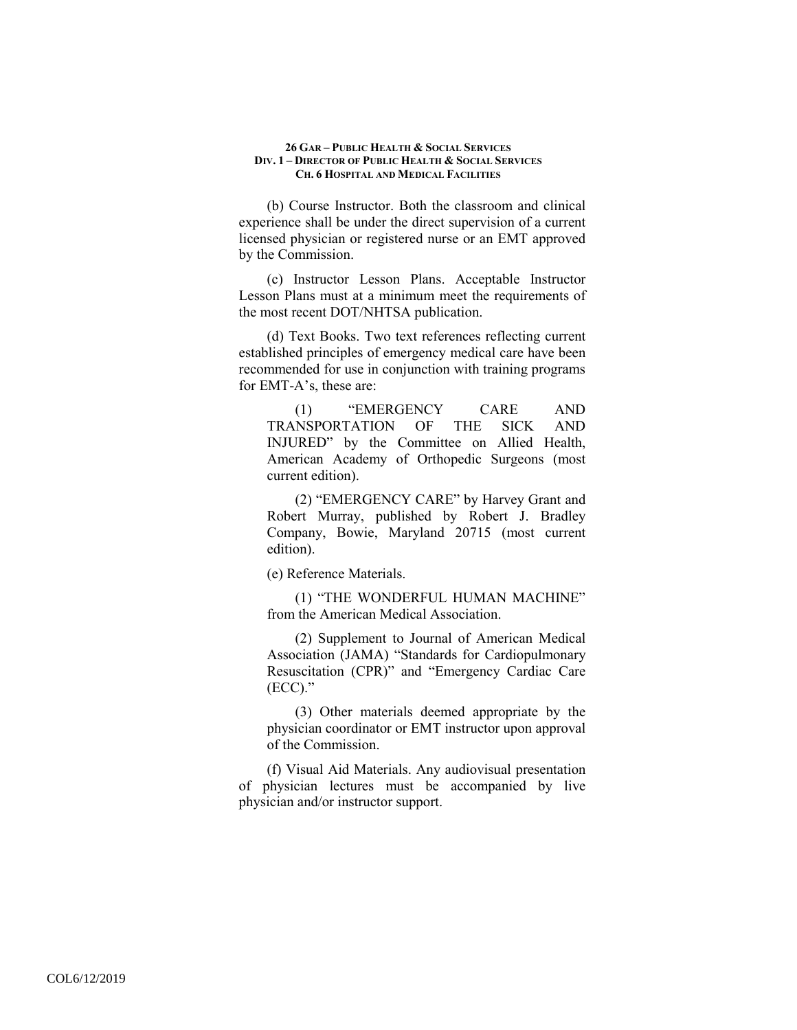(b) Course Instructor. Both the classroom and clinical experience shall be under the direct supervision of a current licensed physician or registered nurse or an EMT approved by the Commission.

(c) Instructor Lesson Plans. Acceptable Instructor Lesson Plans must at a minimum meet the requirements of the most recent DOT/NHTSA publication.

(d) Text Books. Two text references reflecting current established principles of emergency medical care have been recommended for use in conjunction with training programs for EMT-A's, these are:

(1) "EMERGENCY CARE AND TRANSPORTATION OF THE SICK AND INJURED" by the Committee on Allied Health, American Academy of Orthopedic Surgeons (most current edition).

(2) "EMERGENCY CARE" by Harvey Grant and Robert Murray, published by Robert J. Bradley Company, Bowie, Maryland 20715 (most current edition).

(e) Reference Materials.

(1) "THE WONDERFUL HUMAN MACHINE" from the American Medical Association.

(2) Supplement to Journal of American Medical Association (JAMA) "Standards for Cardiopulmonary Resuscitation (CPR)" and "Emergency Cardiac Care (ECC)."

(3) Other materials deemed appropriate by the physician coordinator or EMT instructor upon approval of the Commission.

(f) Visual Aid Materials. Any audiovisual presentation of physician lectures must be accompanied by live physician and/or instructor support.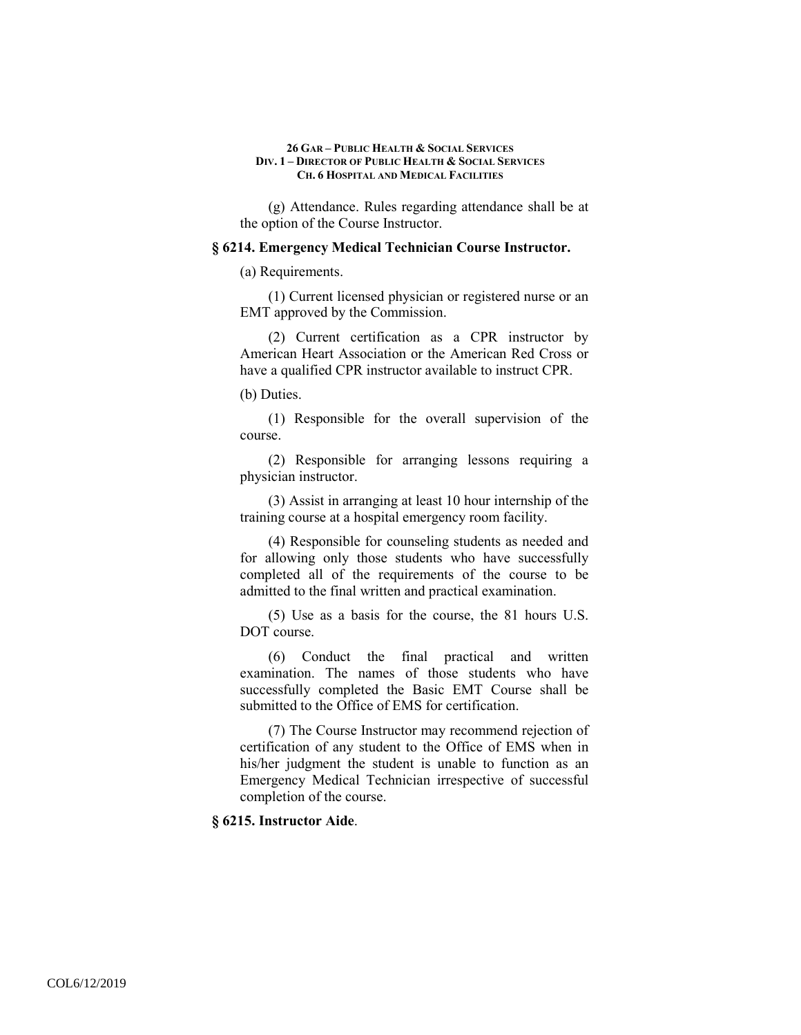(g) Attendance. Rules regarding attendance shall be at the option of the Course Instructor.

## § 6214. Emergency Medical Technician Course Instructor.

(a) Requirements.

(1) Current licensed physician or registered nurse or an EMT approved by the Commission.

(2) Current certification as a CPR instructor by American Heart Association or the American Red Cross or have a qualified CPR instructor available to instruct CPR.

(b) Duties.

(1) Responsible for the overall supervision of the course.

(2) Responsible for arranging lessons requiring a physician instructor.

(3) Assist in arranging at least 10 hour internship of the training course at a hospital emergency room facility.

(4) Responsible for counseling students as needed and for allowing only those students who have successfully completed all of the requirements of the course to be admitted to the final written and practical examination.

(5) Use as a basis for the course, the 81 hours U.S. DOT course.

(6) Conduct the final practical and written examination. The names of those students who have successfully completed the Basic EMT Course shall be submitted to the Office of EMS for certification.

(7) The Course Instructor may recommend rejection of certification of any student to the Office of EMS when in his/her judgment the student is unable to function as an Emergency Medical Technician irrespective of successful completion of the course.

## § 6215. Instructor Aide.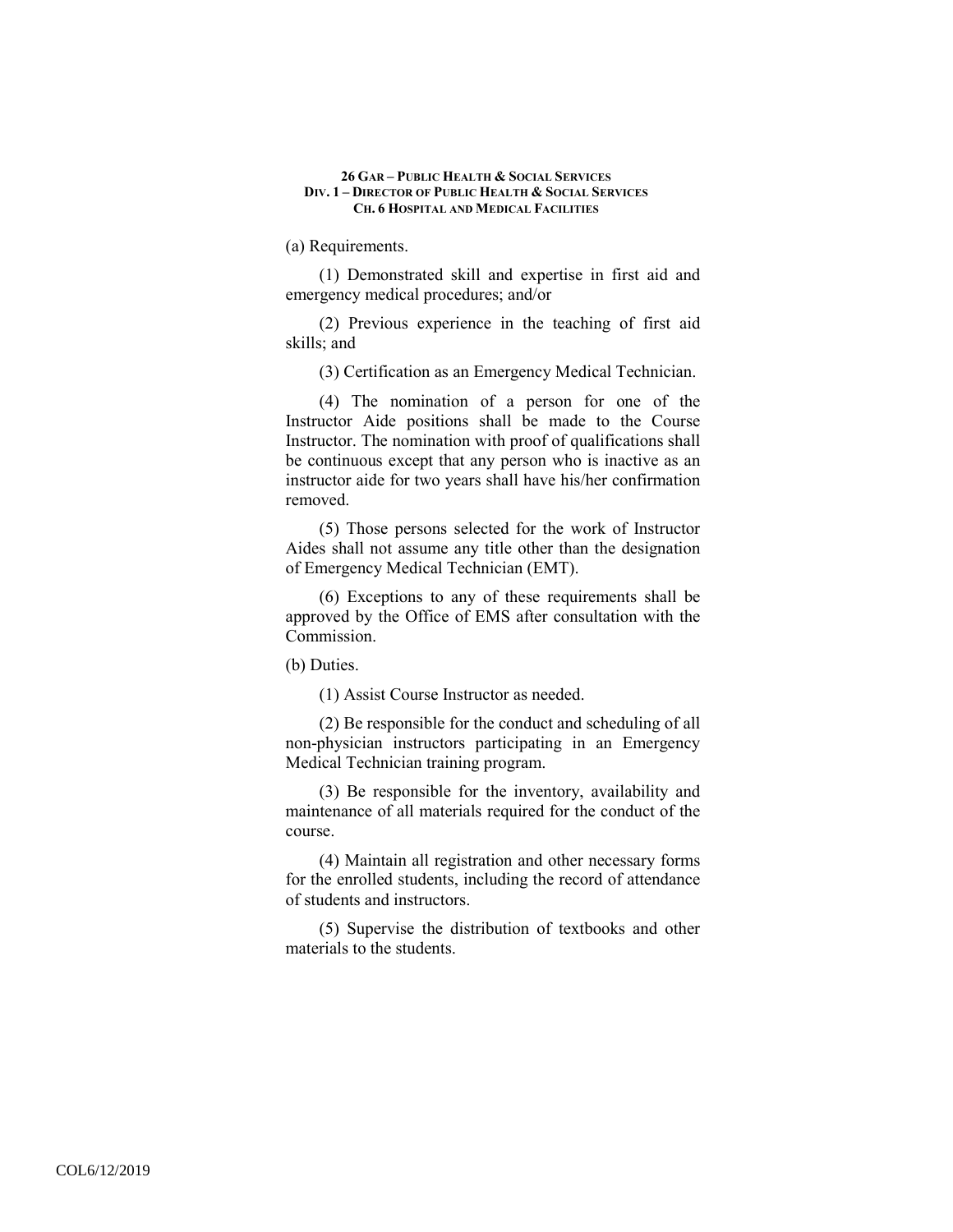(a) Requirements.

(1) Demonstrated skill and expertise in first aid and emergency medical procedures; and/or

(2) Previous experience in the teaching of first aid skills; and

(3) Certification as an Emergency Medical Technician.

(4) The nomination of a person for one of the Instructor Aide positions shall be made to the Course Instructor. The nomination with proof of qualifications shall be continuous except that any person who is inactive as an instructor aide for two years shall have his/her confirmation removed.

(5) Those persons selected for the work of Instructor Aides shall not assume any title other than the designation of Emergency Medical Technician (EMT).

(6) Exceptions to any of these requirements shall be approved by the Office of EMS after consultation with the Commission.

(b) Duties.

(1) Assist Course Instructor as needed.

(2) Be responsible for the conduct and scheduling of all non-physician instructors participating in an Emergency Medical Technician training program.

(3) Be responsible for the inventory, availability and maintenance of all materials required for the conduct of the course.

(4) Maintain all registration and other necessary forms for the enrolled students, including the record of attendance of students and instructors.

(5) Supervise the distribution of textbooks and other materials to the students.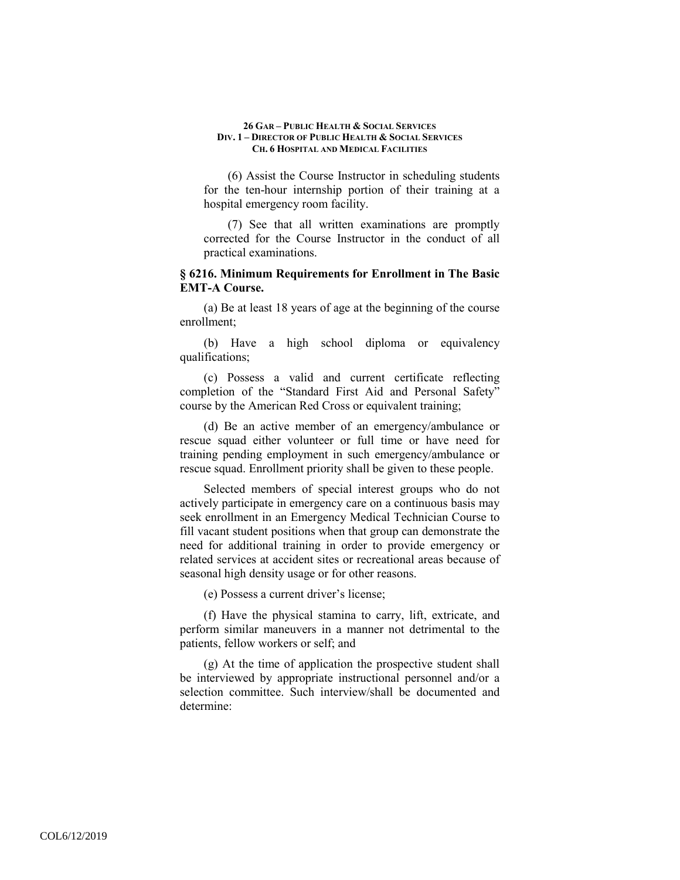(6) Assist the Course Instructor in scheduling students for the ten-hour internship portion of their training at a hospital emergency room facility.

(7) See that all written examinations are promptly corrected for the Course Instructor in the conduct of all practical examinations.

### § 6216. Minimum Requirements for Enrollment in The Basic EMT-A Course.

(a) Be at least 18 years of age at the beginning of the course enrollment;

(b) Have a high school diploma or equivalency qualifications;

(c) Possess a valid and current certificate reflecting completion of the "Standard First Aid and Personal Safety" course by the American Red Cross or equivalent training;

(d) Be an active member of an emergency/ambulance or rescue squad either volunteer or full time or have need for training pending employment in such emergency/ambulance or rescue squad. Enrollment priority shall be given to these people.

Selected members of special interest groups who do not actively participate in emergency care on a continuous basis may seek enrollment in an Emergency Medical Technician Course to fill vacant student positions when that group can demonstrate the need for additional training in order to provide emergency or related services at accident sites or recreational areas because of seasonal high density usage or for other reasons.

(e) Possess a current driver's license;

(f) Have the physical stamina to carry, lift, extricate, and perform similar maneuvers in a manner not detrimental to the patients, fellow workers or self; and

(g) At the time of application the prospective student shall be interviewed by appropriate instructional personnel and/or a selection committee. Such interview/shall be documented and determine: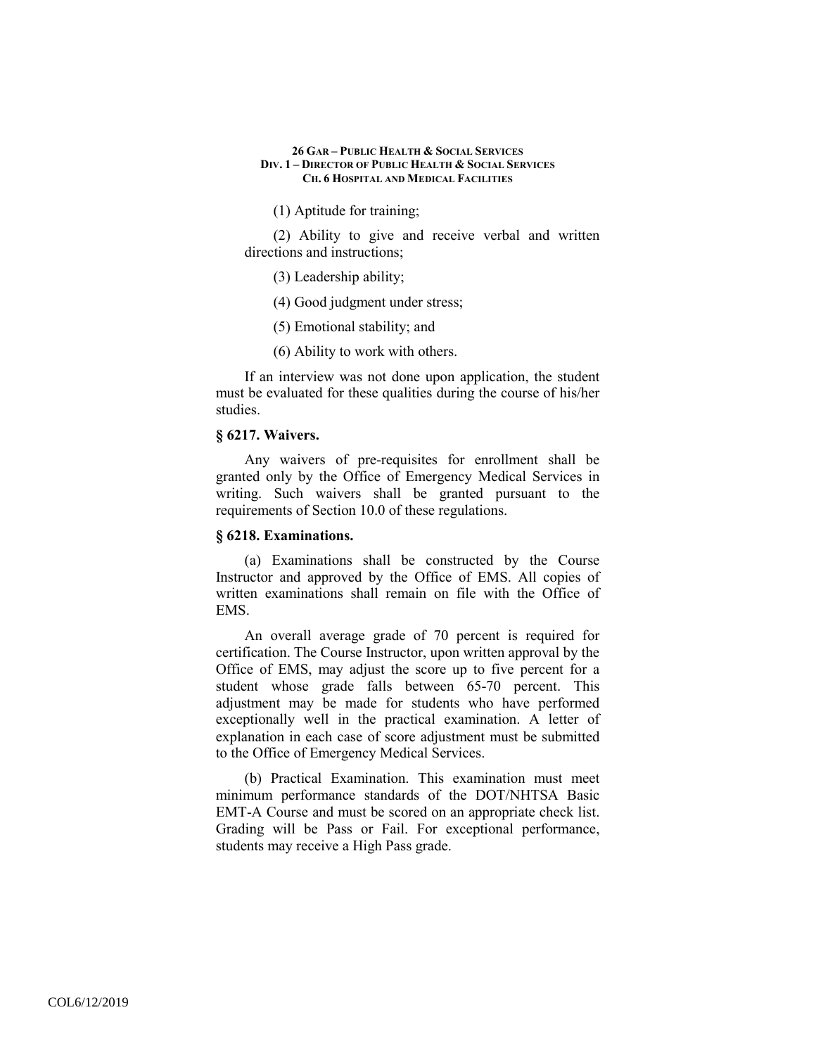(1) Aptitude for training;

(2) Ability to give and receive verbal and written directions and instructions;

(3) Leadership ability;

(4) Good judgment under stress;

(5) Emotional stability; and

(6) Ability to work with others.

If an interview was not done upon application, the student must be evaluated for these qualities during the course of his/her studies.

### § 6217. Waivers.

Any waivers of pre-requisites for enrollment shall be granted only by the Office of Emergency Medical Services in writing. Such waivers shall be granted pursuant to the requirements of Section 10.0 of these regulations.

### § 6218. Examinations.

(a) Examinations shall be constructed by the Course Instructor and approved by the Office of EMS. All copies of written examinations shall remain on file with the Office of EMS.

An overall average grade of 70 percent is required for certification. The Course Instructor, upon written approval by the Office of EMS, may adjust the score up to five percent for a student whose grade falls between 65-70 percent. This adjustment may be made for students who have performed exceptionally well in the practical examination. A letter of explanation in each case of score adjustment must be submitted to the Office of Emergency Medical Services.

(b) Practical Examination. This examination must meet minimum performance standards of the DOT/NHTSA Basic EMT-A Course and must be scored on an appropriate check list. Grading will be Pass or Fail. For exceptional performance, students may receive a High Pass grade.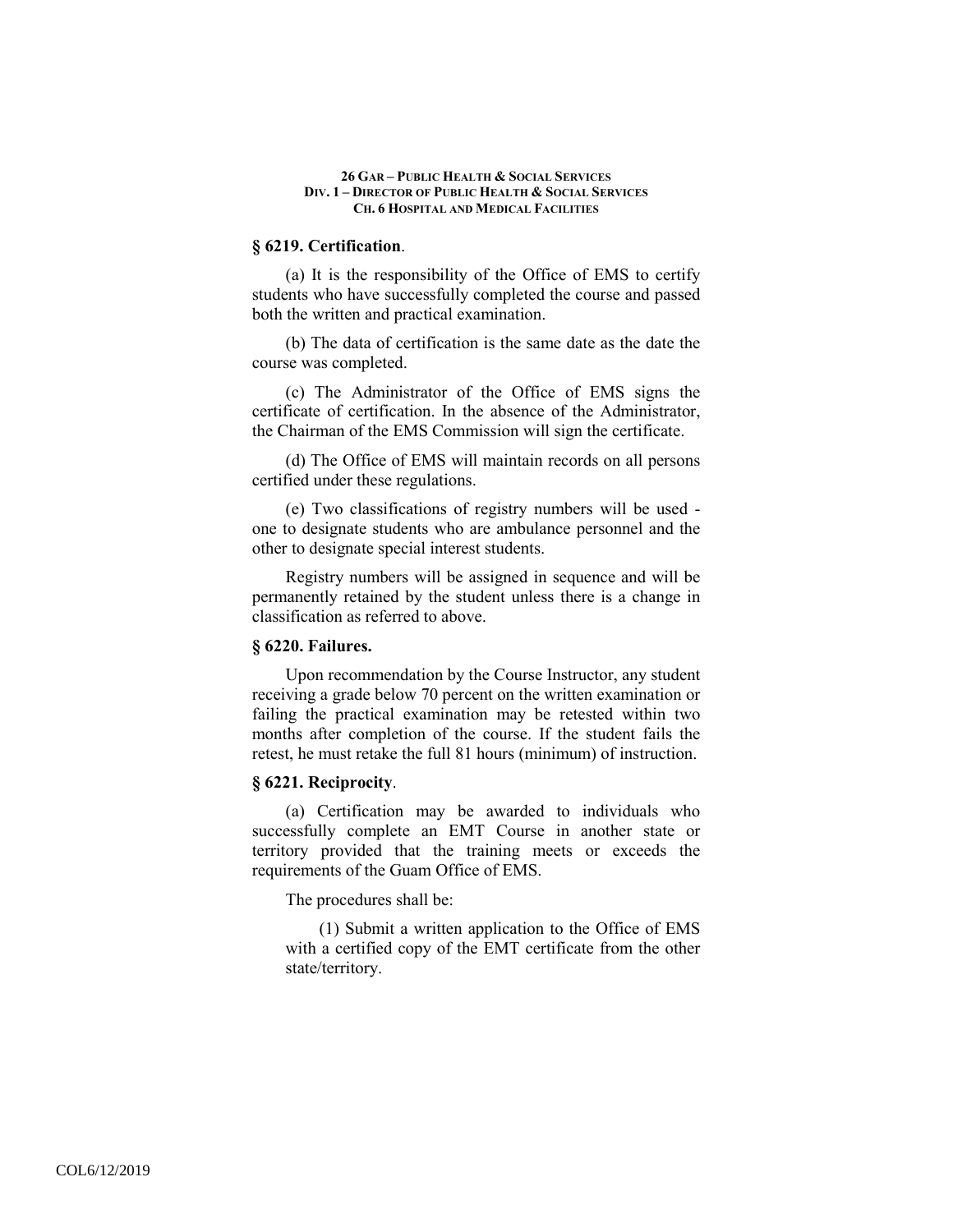### § 6219. Certification.

(a) It is the responsibility of the Office of EMS to certify students who have successfully completed the course and passed both the written and practical examination.

(b) The data of certification is the same date as the date the course was completed.

(c) The Administrator of the Office of EMS signs the certificate of certification. In the absence of the Administrator, the Chairman of the EMS Commission will sign the certificate.

(d) The Office of EMS will maintain records on all persons certified under these regulations.

(e) Two classifications of registry numbers will be used - one to designate students who are ambulance personnel and the other to designate special interest students.

Registry numbers will be assigned in sequence and will be permanently retained by the student unless there is a change in classification as referred to above.

### § 6220. Failures.

Upon recommendation by the Course Instructor, any student receiving a grade below 70 percent on the written examination or failing the practical examination may be retested within two months after completion of the course. If the student fails the retest, he must retake the full 81 hours (minimum) of instruction.

### § 6221. Reciprocity.

(a) Certification may be awarded to individuals who successfully complete an EMT Course in another state or territory provided that the training meets or exceeds the requirements of the Guam Office of EMS.

The procedures shall be:

(1) Submit a written application to the Office of EMS with a certified copy of the EMT certificate from the other state/territory.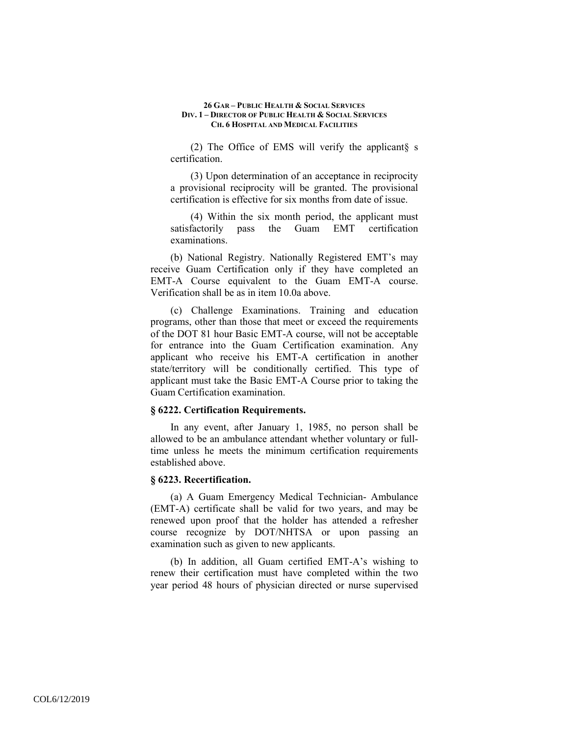(2) The Office of EMS will verify the applicant§ s certification.

(3) Upon determination of an acceptance in reciprocity a provisional reciprocity will be granted. The provisional certification is effective for six months from date of issue.

(4) Within the six month period, the applicant must satisfactorily pass the Guam EMT certification examinations.

(b) National Registry. Nationally Registered EMT's may receive Guam Certification only if they have completed an EMT-A Course equivalent to the Guam EMT-A course. Verification shall be as in item 10.0a above.

(c) Challenge Examinations. Training and education programs, other than those that meet or exceed the requirements of the DOT 81 hour Basic EMT-A course, will not be acceptable for entrance into the Guam Certification examination. Any applicant who receive his EMT-A certification in another state/territory will be conditionally certified. This type of applicant must take the Basic EMT-A Course prior to taking the Guam Certification examination.

### § 6222. Certification Requirements.

In any event, after January 1, 1985, no person shall be allowed to be an ambulance attendant whether voluntary or full-time unless he meets the minimum certification requirements established above.

### § 6223. Recertification.

(a) A Guam Emergency Medical Technician- Ambulance (EMT-A) certificate shall be valid for two years, and may be renewed upon proof that the holder has attended a refresher course recognize by DOT/NHTSA or upon passing an examination such as given to new applicants.

(b) In addition, all Guam certified EMT-A's wishing to renew their certification must have completed within the two year period 48 hours of physician directed or nurse supervised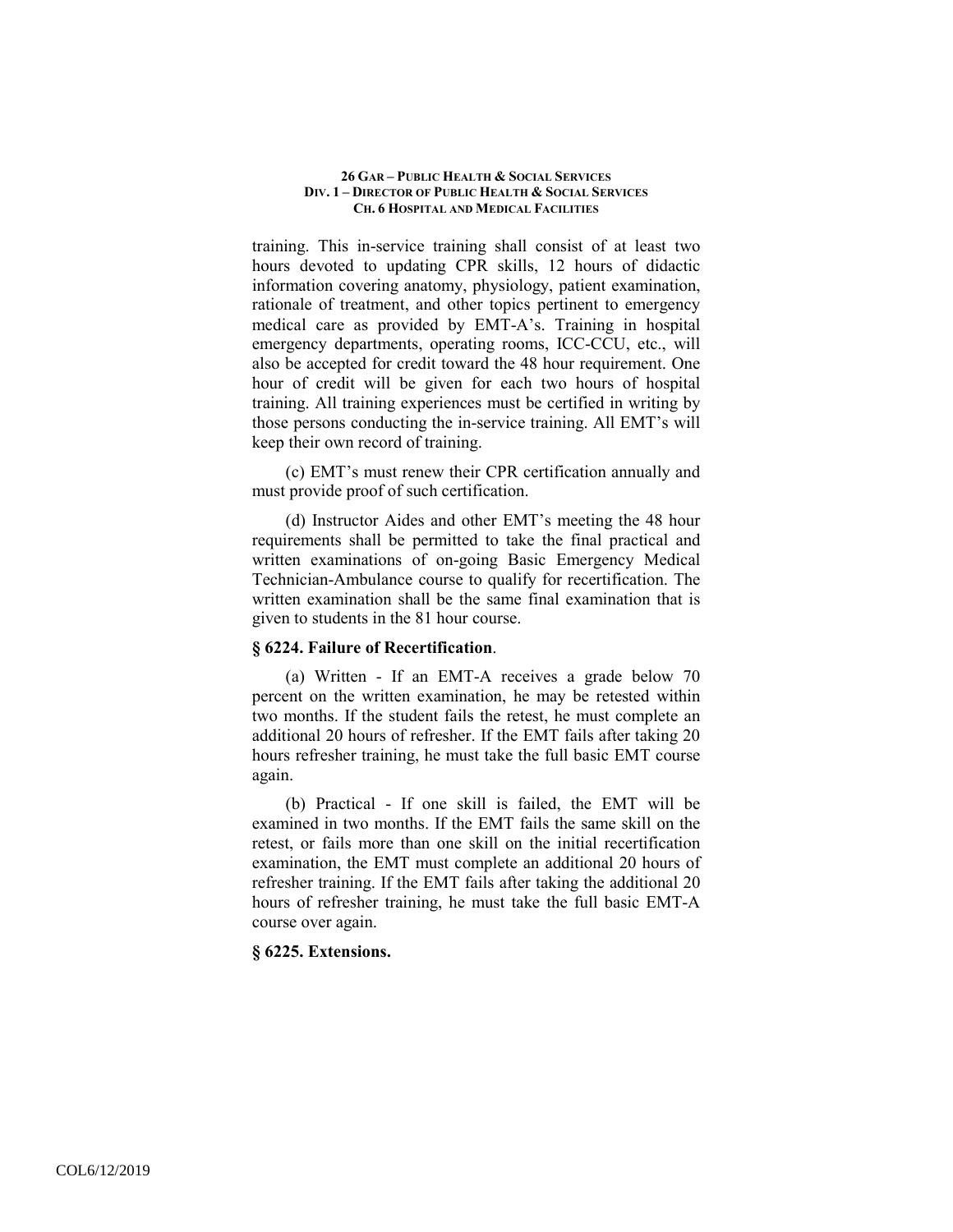training. This in-service training shall consist of at least two hours devoted to updating CPR skills, 12 hours of didactic information covering anatomy, physiology, patient examination, rationale of treatment, and other topics pertinent to emergency medical care as provided by EMT-A's. Training in hospital emergency departments, operating rooms, ICC-CCU, etc., will also be accepted for credit toward the 48 hour requirement. One hour of credit will be given for each two hours of hospital training. All training experiences must be certified in writing by those persons conducting the in-service training. All EMT's will keep their own record of training.

(c) EMT's must renew their CPR certification annually and must provide proof of such certification.

(d) Instructor Aides and other EMT's meeting the 48 hour requirements shall be permitted to take the final practical and written examinations of on-going Basic Emergency Medical Technician-Ambulance course to qualify for recertification. The written examination shall be the same final examination that is given to students in the 81 hour course.

### § 6224. Failure of Recertification.

(a) Written - If an EMT-A receives a grade below 70 percent on the written examination, he may be retested within two months. If the student fails the retest, he must complete an additional 20 hours of refresher. If the EMT fails after taking 20 hours refresher training, he must take the full basic EMT course again.

(b) Practical - If one skill is failed, the EMT will be examined in two months. If the EMT fails the same skill on the retest, or fails more than one skill on the initial recertification examination, the EMT must complete an additional 20 hours of refresher training. If the EMT fails after taking the additional 20 hours of refresher training, he must take the full basic EMT-A course over again.

### § 6225. Extensions.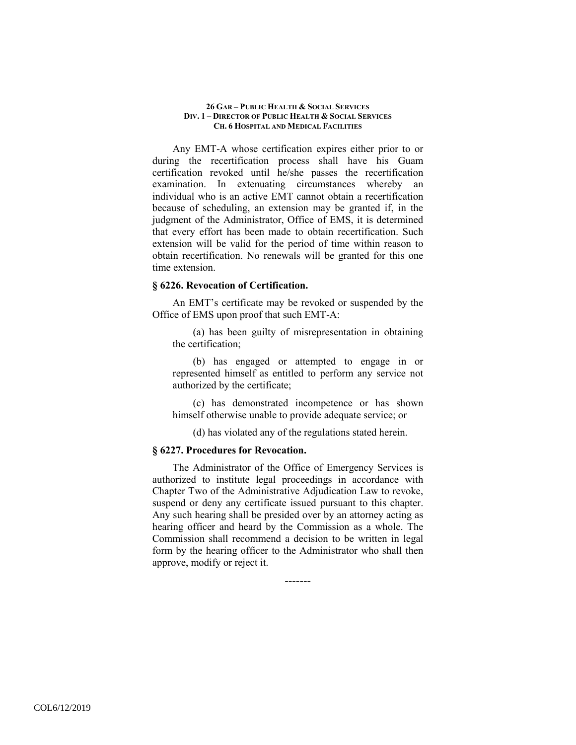Any EMT-A whose certification expires either prior to or during the recertification process shall have his Guam certification revoked until he/she passes the recertification examination. In extenuating circumstances whereby an individual who is an active EMT cannot obtain a recertification because of scheduling, an extension may be granted if, in the judgment of the Administrator, Office of EMS, it is determined that every effort has been made to obtain recertification. Such extension will be valid for the period of time within reason to obtain recertification. No renewals will be granted for this one time extension.

### § 6226. Revocation of Certification.

An EMT's certificate may be revoked or suspended by the Office of EMS upon proof that such EMT-A:

(a) has been guilty of misrepresentation in obtaining the certification;

(b) has engaged or attempted to engage in or represented himself as entitled to perform any service not authorized by the certificate;

(c) has demonstrated incompetence or has shown himself otherwise unable to provide adequate service; or

(d) has violated any of the regulations stated herein.

### § 6227. Procedures for Revocation.

The Administrator of the Office of Emergency Services is authorized to institute legal proceedings in accordance with Chapter Two of the Administrative Adjudication Law to revoke, suspend or deny any certificate issued pursuant to this chapter. Any such hearing shall be presided over by an attorney acting as hearing officer and heard by the Commission as a whole. The Commission shall recommend a decision to be written in legal form by the hearing officer to the Administrator who shall then approve, modify or reject it.

-------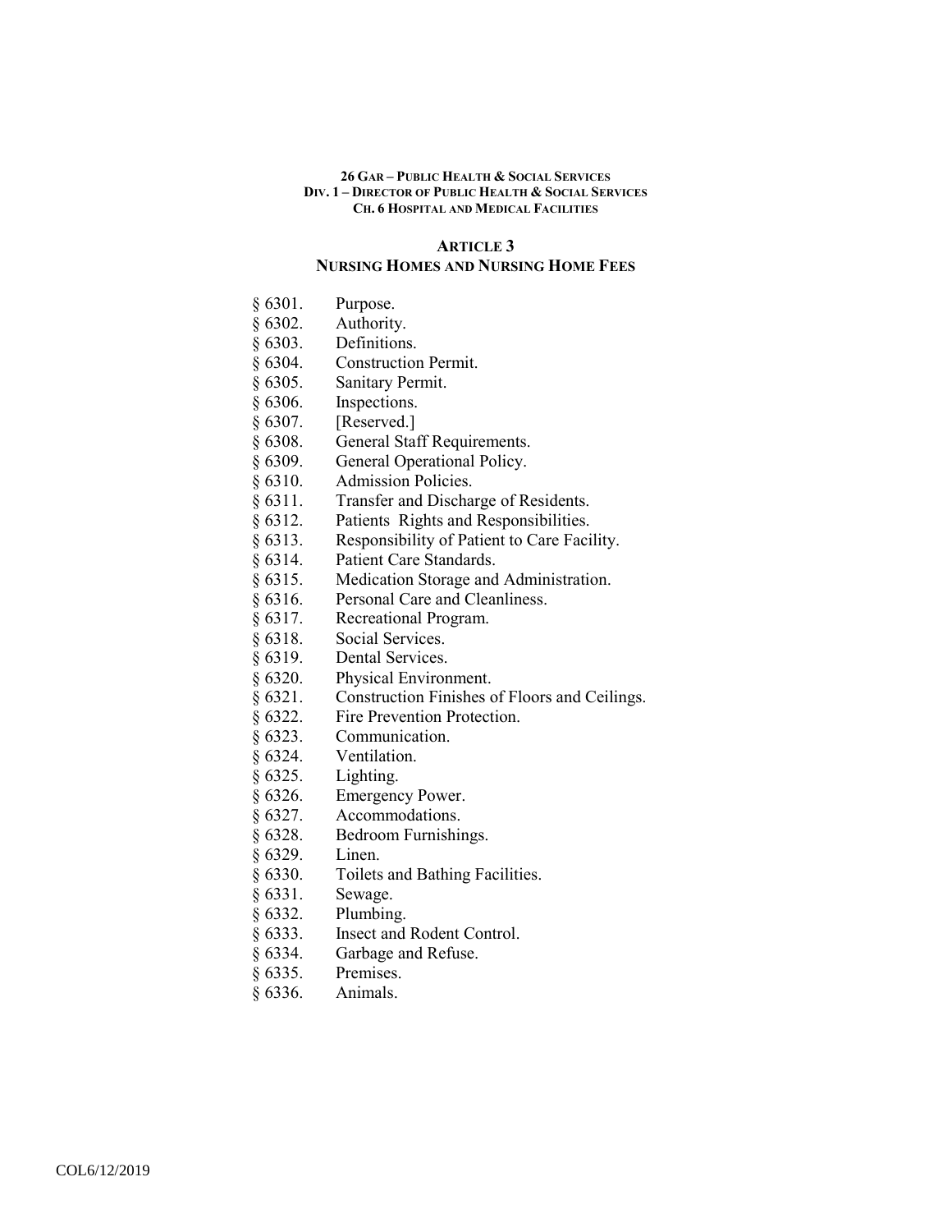**26 GAR – PUBLIC HEALTH & SOCIAL SERVICES**
**DIV. 1 – DIRECTOR OF PUBLIC HEALTH & SOCIAL SERVICES**
**CH. 6 HOSPITAL AND MEDICAL FACILITIES**

## ARTICLE 3
## NURSING HOMES AND NURSING HOME FEES

§ 6301. Purpose.
§ 6302. Authority.
§ 6303. Definitions.
§ 6304. Construction Permit.
§ 6305. Sanitary Permit.
§ 6306. Inspections.
§ 6307. [Reserved.]
§ 6308. General Staff Requirements.
§ 6309. General Operational Policy.
§ 6310. Admission Policies.
§ 6311. Transfer and Discharge of Residents.
§ 6312. Patients Rights and Responsibilities.
§ 6313. Responsibility of Patient to Care Facility.
§ 6314. Patient Care Standards.
§ 6315. Medication Storage and Administration.
§ 6316. Personal Care and Cleanliness.
§ 6317. Recreational Program.
§ 6318. Social Services.
§ 6319. Dental Services.
§ 6320. Physical Environment.
§ 6321. Construction Finishes of Floors and Ceilings.
§ 6322. Fire Prevention Protection.
§ 6323. Communication.
§ 6324. Ventilation.
§ 6325. Lighting.
§ 6326. Emergency Power.
§ 6327. Accommodations.
§ 6328. Bedroom Furnishings.
§ 6329. Linen.
§ 6330. Toilets and Bathing Facilities.
§ 6331. Sewage.
§ 6332. Plumbing.
§ 6333. Insect and Rodent Control.
§ 6334. Garbage and Refuse.
§ 6335. Premises.
§ 6336. Animals.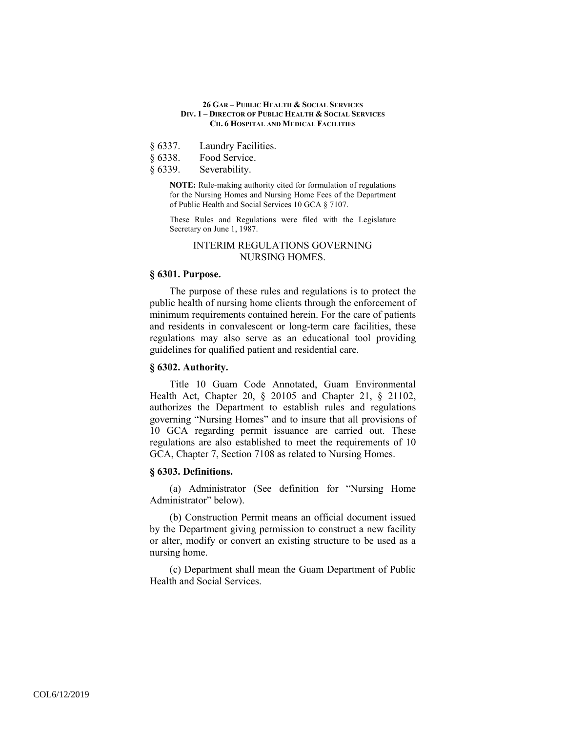§ 6337. Laundry Facilities.

§ 6338. Food Service.

§ 6339. Severability.

**NOTE:** Rule-making authority cited for formulation of regulations for the Nursing Homes and Nursing Home Fees of the Department of Public Health and Social Services 10 GCA § 7107.

These Rules and Regulations were filed with the Legislature Secretary on June 1, 1987.

## INTERIM REGULATIONS GOVERNING NURSING HOMES.

### § 6301. Purpose.

The purpose of these rules and regulations is to protect the public health of nursing home clients through the enforcement of minimum requirements contained herein. For the care of patients and residents in convalescent or long-term care facilities, these regulations may also serve as an educational tool providing guidelines for qualified patient and residential care.

### § 6302. Authority.

Title 10 Guam Code Annotated, Guam Environmental Health Act, Chapter 20, § 20105 and Chapter 21, § 21102, authorizes the Department to establish rules and regulations governing "Nursing Homes" and to insure that all provisions of 10 GCA regarding permit issuance are carried out. These regulations are also established to meet the requirements of 10 GCA, Chapter 7, Section 7108 as related to Nursing Homes.

### § 6303. Definitions.

(a) Administrator (See definition for "Nursing Home Administrator" below).

(b) Construction Permit means an official document issued by the Department giving permission to construct a new facility or alter, modify or convert an existing structure to be used as a nursing home.

(c) Department shall mean the Guam Department of Public Health and Social Services.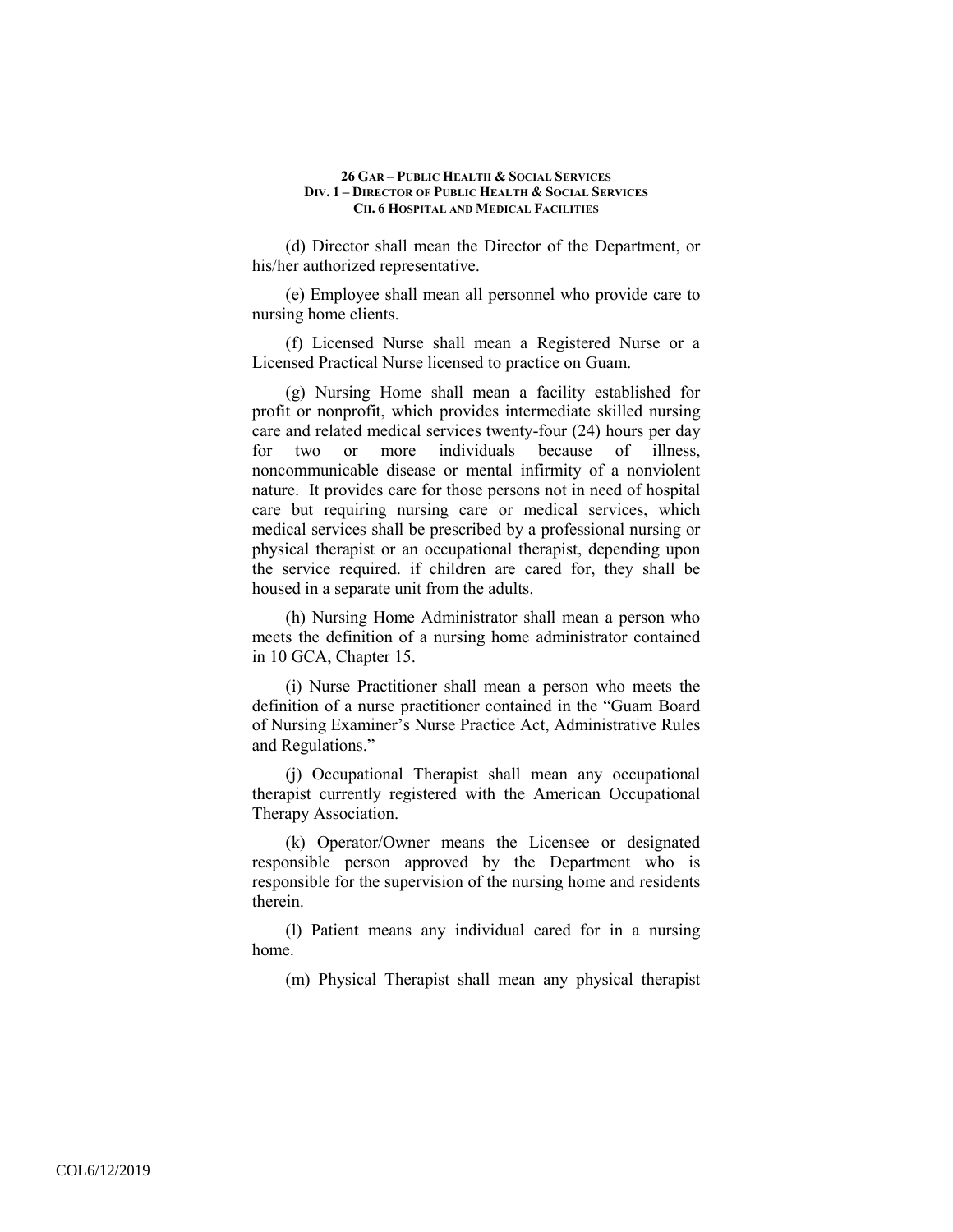(d) Director shall mean the Director of the Department, or his/her authorized representative.

(e) Employee shall mean all personnel who provide care to nursing home clients.

(f) Licensed Nurse shall mean a Registered Nurse or a Licensed Practical Nurse licensed to practice on Guam.

(g) Nursing Home shall mean a facility established for profit or nonprofit, which provides intermediate skilled nursing care and related medical services twenty-four (24) hours per day for two or more individuals because of illness, noncommunicable disease or mental infirmity of a nonviolent nature. It provides care for those persons not in need of hospital care but requiring nursing care or medical services, which medical services shall be prescribed by a professional nursing or physical therapist or an occupational therapist, depending upon the service required. if children are cared for, they shall be housed in a separate unit from the adults.

(h) Nursing Home Administrator shall mean a person who meets the definition of a nursing home administrator contained in 10 GCA, Chapter 15.

(i) Nurse Practitioner shall mean a person who meets the definition of a nurse practitioner contained in the "Guam Board of Nursing Examiner's Nurse Practice Act, Administrative Rules and Regulations."

(j) Occupational Therapist shall mean any occupational therapist currently registered with the American Occupational Therapy Association.

(k) Operator/Owner means the Licensee or designated responsible person approved by the Department who is responsible for the supervision of the nursing home and residents therein.

(l) Patient means any individual cared for in a nursing home.

(m) Physical Therapist shall mean any physical therapist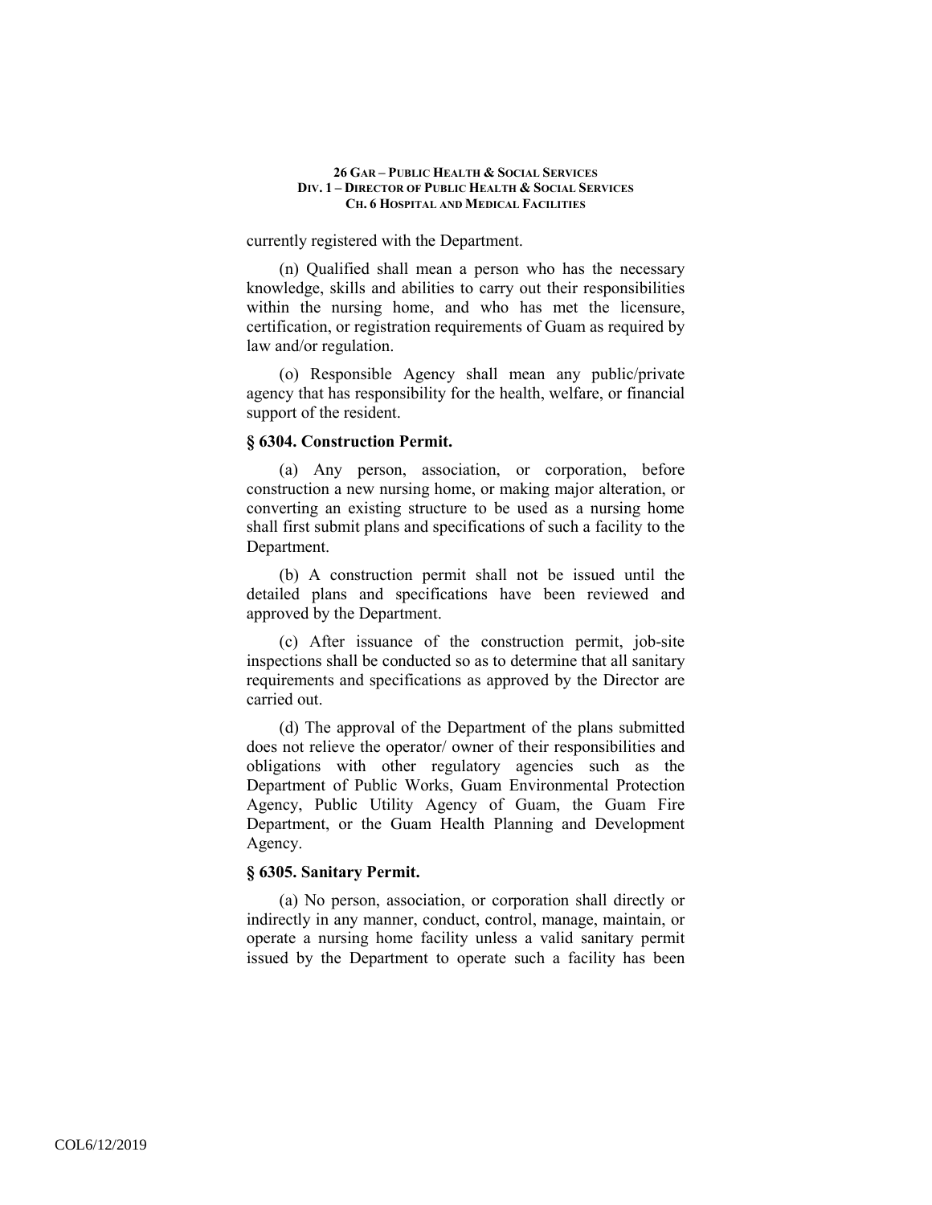currently registered with the Department.

(n) Qualified shall mean a person who has the necessary knowledge, skills and abilities to carry out their responsibilities within the nursing home, and who has met the licensure, certification, or registration requirements of Guam as required by law and/or regulation.

(o) Responsible Agency shall mean any public/private agency that has responsibility for the health, welfare, or financial support of the resident.

### § 6304. Construction Permit.

(a) Any person, association, or corporation, before construction a new nursing home, or making major alteration, or converting an existing structure to be used as a nursing home shall first submit plans and specifications of such a facility to the Department.

(b) A construction permit shall not be issued until the detailed plans and specifications have been reviewed and approved by the Department.

(c) After issuance of the construction permit, job-site inspections shall be conducted so as to determine that all sanitary requirements and specifications as approved by the Director are carried out.

(d) The approval of the Department of the plans submitted does not relieve the operator/ owner of their responsibilities and obligations with other regulatory agencies such as the Department of Public Works, Guam Environmental Protection Agency, Public Utility Agency of Guam, the Guam Fire Department, or the Guam Health Planning and Development Agency.

### § 6305. Sanitary Permit.

(a) No person, association, or corporation shall directly or indirectly in any manner, conduct, control, manage, maintain, or operate a nursing home facility unless a valid sanitary permit issued by the Department to operate such a facility has been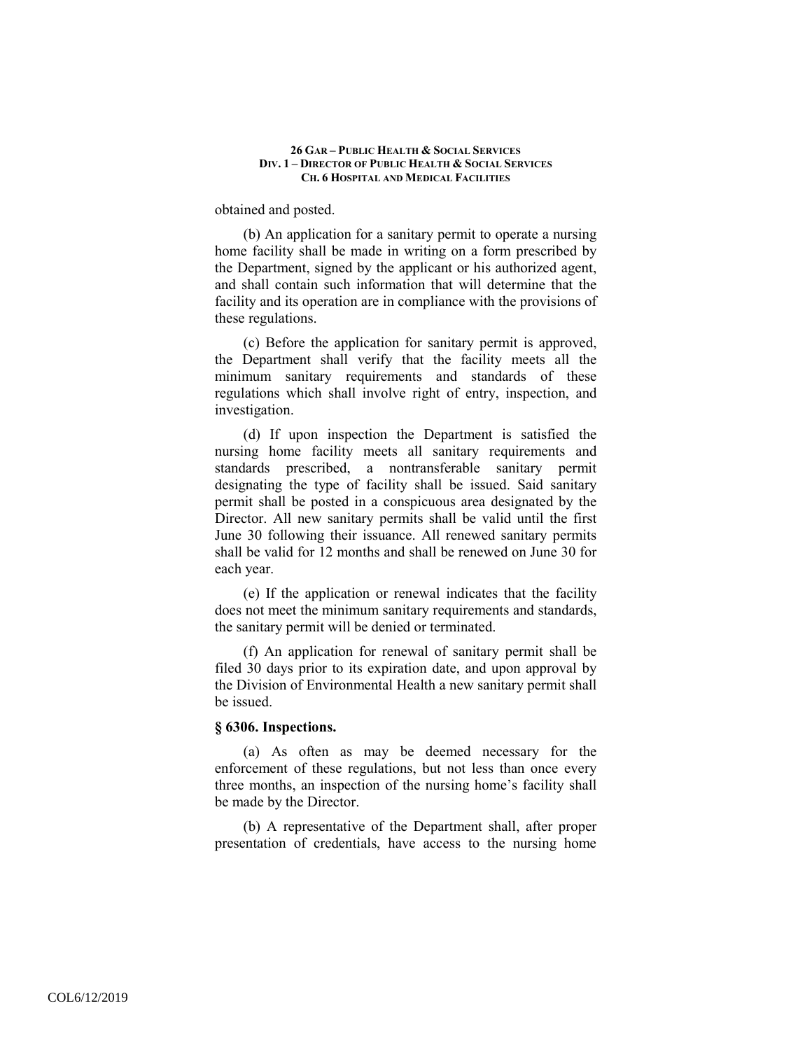obtained and posted.

(b) An application for a sanitary permit to operate a nursing home facility shall be made in writing on a form prescribed by the Department, signed by the applicant or his authorized agent, and shall contain such information that will determine that the facility and its operation are in compliance with the provisions of these regulations.

(c) Before the application for sanitary permit is approved, the Department shall verify that the facility meets all the minimum sanitary requirements and standards of these regulations which shall involve right of entry, inspection, and investigation.

(d) If upon inspection the Department is satisfied the nursing home facility meets all sanitary requirements and standards prescribed, a nontransferable sanitary permit designating the type of facility shall be issued. Said sanitary permit shall be posted in a conspicuous area designated by the Director. All new sanitary permits shall be valid until the first June 30 following their issuance. All renewed sanitary permits shall be valid for 12 months and shall be renewed on June 30 for each year.

(e) If the application or renewal indicates that the facility does not meet the minimum sanitary requirements and standards, the sanitary permit will be denied or terminated.

(f) An application for renewal of sanitary permit shall be filed 30 days prior to its expiration date, and upon approval by the Division of Environmental Health a new sanitary permit shall be issued.

**§ 6306. Inspections.**

(a) As often as may be deemed necessary for the enforcement of these regulations, but not less than once every three months, an inspection of the nursing home's facility shall be made by the Director.

(b) A representative of the Department shall, after proper presentation of credentials, have access to the nursing home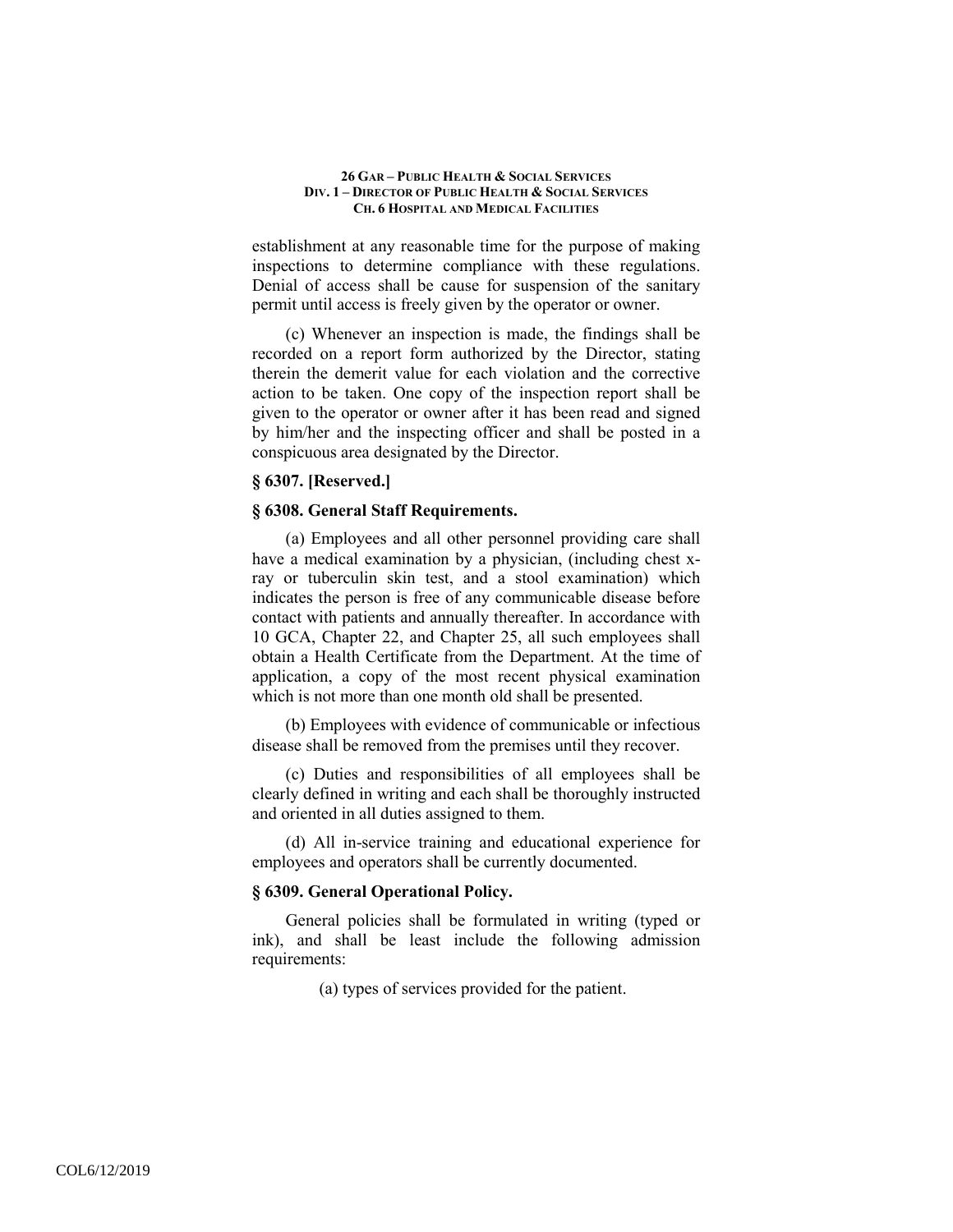establishment at any reasonable time for the purpose of making inspections to determine compliance with these regulations. Denial of access shall be cause for suspension of the sanitary permit until access is freely given by the operator or owner.

(c) Whenever an inspection is made, the findings shall be recorded on a report form authorized by the Director, stating therein the demerit value for each violation and the corrective action to be taken. One copy of the inspection report shall be given to the operator or owner after it has been read and signed by him/her and the inspecting officer and shall be posted in a conspicuous area designated by the Director.

### § 6307. [Reserved.]

### § 6308. General Staff Requirements.

(a) Employees and all other personnel providing care shall have a medical examination by a physician, (including chest x-ray or tuberculin skin test, and a stool examination) which indicates the person is free of any communicable disease before contact with patients and annually thereafter. In accordance with 10 GCA, Chapter 22, and Chapter 25, all such employees shall obtain a Health Certificate from the Department. At the time of application, a copy of the most recent physical examination which is not more than one month old shall be presented.

(b) Employees with evidence of communicable or infectious disease shall be removed from the premises until they recover.

(c) Duties and responsibilities of all employees shall be clearly defined in writing and each shall be thoroughly instructed and oriented in all duties assigned to them.

(d) All in-service training and educational experience for employees and operators shall be currently documented.

### § 6309. General Operational Policy.

General policies shall be formulated in writing (typed or ink), and shall be least include the following admission requirements:

(a) types of services provided for the patient.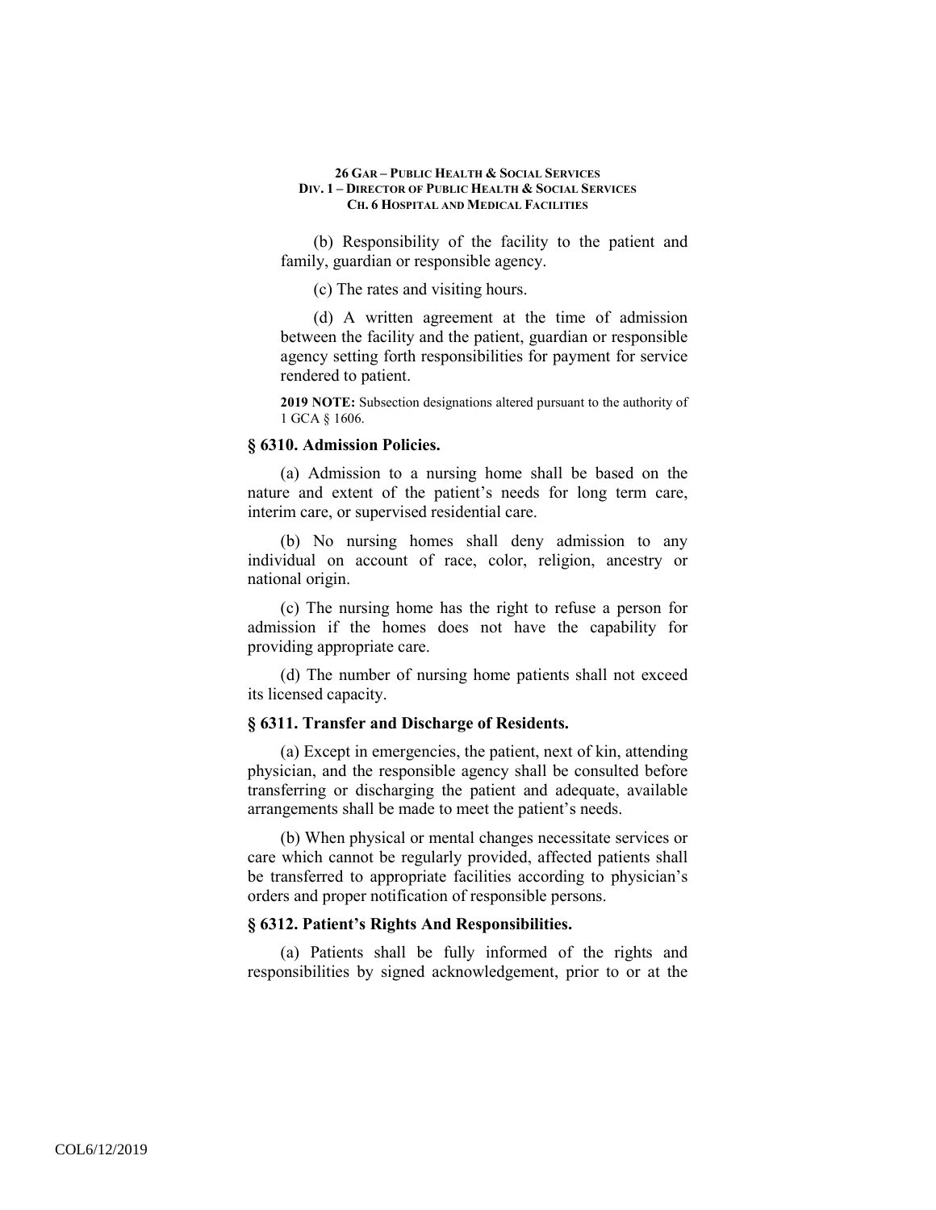(b) Responsibility of the facility to the patient and family, guardian or responsible agency.

(c) The rates and visiting hours.

(d) A written agreement at the time of admission between the facility and the patient, guardian or responsible agency setting forth responsibilities for payment for service rendered to patient.

**2019 NOTE:** Subsection designations altered pursuant to the authority of 1 GCA § 1606.

### § 6310. Admission Policies.

(a) Admission to a nursing home shall be based on the nature and extent of the patient's needs for long term care, interim care, or supervised residential care.

(b) No nursing homes shall deny admission to any individual on account of race, color, religion, ancestry or national origin.

(c) The nursing home has the right to refuse a person for admission if the homes does not have the capability for providing appropriate care.

(d) The number of nursing home patients shall not exceed its licensed capacity.

### § 6311. Transfer and Discharge of Residents.

(a) Except in emergencies, the patient, next of kin, attending physician, and the responsible agency shall be consulted before transferring or discharging the patient and adequate, available arrangements shall be made to meet the patient's needs.

(b) When physical or mental changes necessitate services or care which cannot be regularly provided, affected patients shall be transferred to appropriate facilities according to physician's orders and proper notification of responsible persons.

### § 6312. Patient's Rights And Responsibilities.

(a) Patients shall be fully informed of the rights and responsibilities by signed acknowledgement, prior to or at the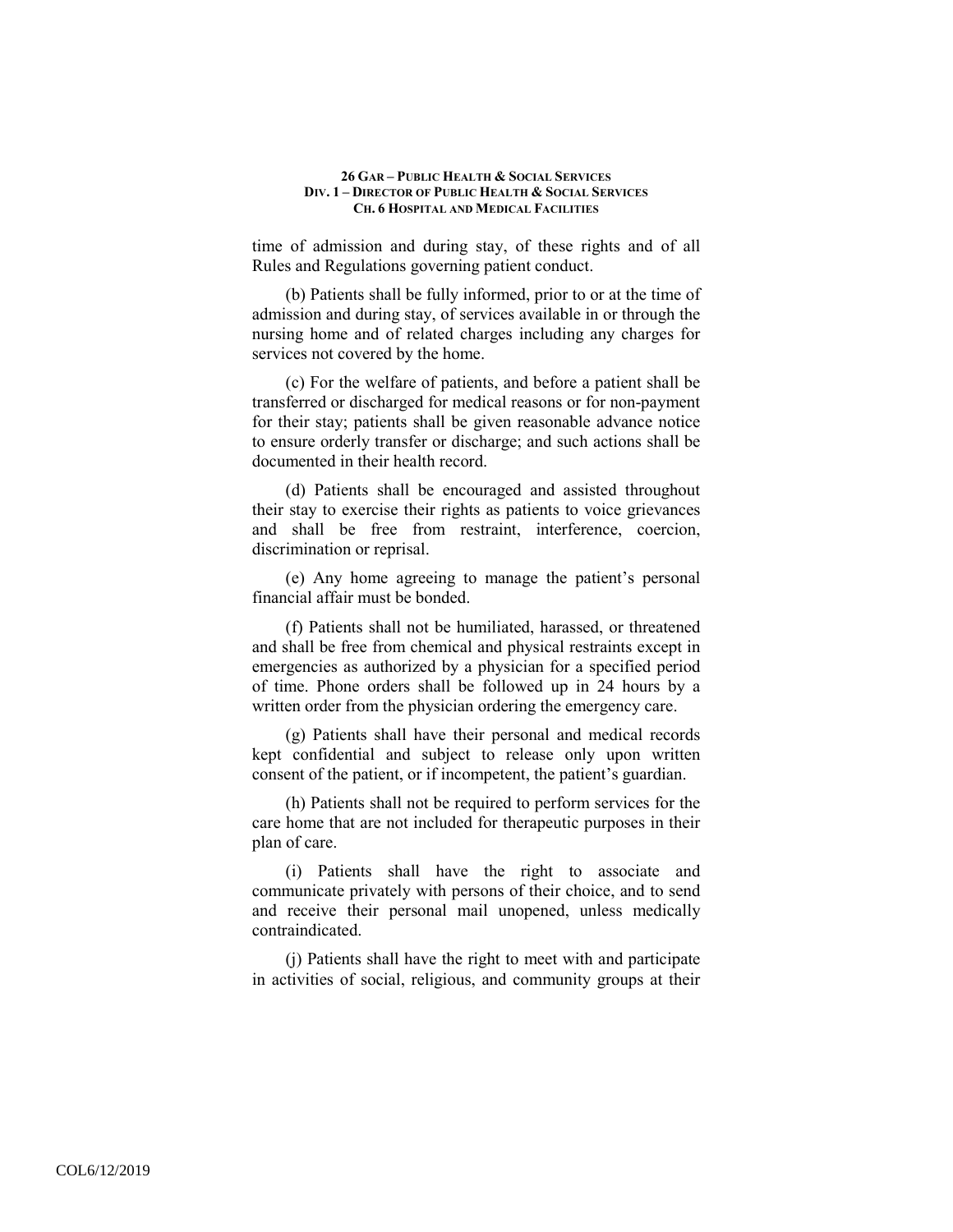time of admission and during stay, of these rights and of all Rules and Regulations governing patient conduct.

(b) Patients shall be fully informed, prior to or at the time of admission and during stay, of services available in or through the nursing home and of related charges including any charges for services not covered by the home.

(c) For the welfare of patients, and before a patient shall be transferred or discharged for medical reasons or for non-payment for their stay; patients shall be given reasonable advance notice to ensure orderly transfer or discharge; and such actions shall be documented in their health record.

(d) Patients shall be encouraged and assisted throughout their stay to exercise their rights as patients to voice grievances and shall be free from restraint, interference, coercion, discrimination or reprisal.

(e) Any home agreeing to manage the patient's personal financial affair must be bonded.

(f) Patients shall not be humiliated, harassed, or threatened and shall be free from chemical and physical restraints except in emergencies as authorized by a physician for a specified period of time. Phone orders shall be followed up in 24 hours by a written order from the physician ordering the emergency care.

(g) Patients shall have their personal and medical records kept confidential and subject to release only upon written consent of the patient, or if incompetent, the patient's guardian.

(h) Patients shall not be required to perform services for the care home that are not included for therapeutic purposes in their plan of care.

(i) Patients shall have the right to associate and communicate privately with persons of their choice, and to send and receive their personal mail unopened, unless medically contraindicated.

(j) Patients shall have the right to meet with and participate in activities of social, religious, and community groups at their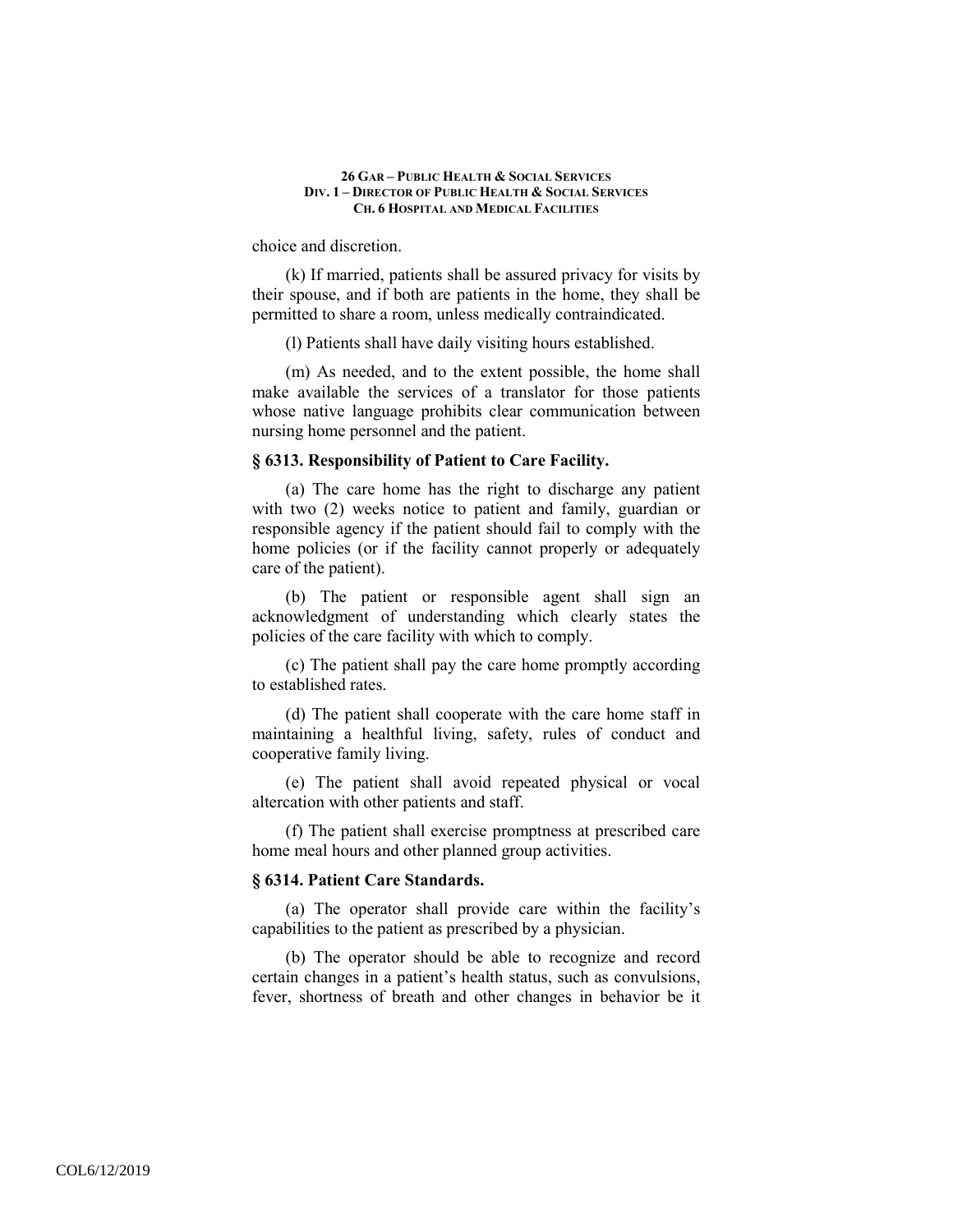choice and discretion.

(k) If married, patients shall be assured privacy for visits by their spouse, and if both are patients in the home, they shall be permitted to share a room, unless medically contraindicated.

(l) Patients shall have daily visiting hours established.

(m) As needed, and to the extent possible, the home shall make available the services of a translator for those patients whose native language prohibits clear communication between nursing home personnel and the patient.

### § 6313. Responsibility of Patient to Care Facility.

(a) The care home has the right to discharge any patient with two (2) weeks notice to patient and family, guardian or responsible agency if the patient should fail to comply with the home policies (or if the facility cannot properly or adequately care of the patient).

(b) The patient or responsible agent shall sign an acknowledgment of understanding which clearly states the policies of the care facility with which to comply.

(c) The patient shall pay the care home promptly according to established rates.

(d) The patient shall cooperate with the care home staff in maintaining a healthful living, safety, rules of conduct and cooperative family living.

(e) The patient shall avoid repeated physical or vocal altercation with other patients and staff.

(f) The patient shall exercise promptness at prescribed care home meal hours and other planned group activities.

### § 6314. Patient Care Standards.

(a) The operator shall provide care within the facility's capabilities to the patient as prescribed by a physician.

(b) The operator should be able to recognize and record certain changes in a patient's health status, such as convulsions, fever, shortness of breath and other changes in behavior be it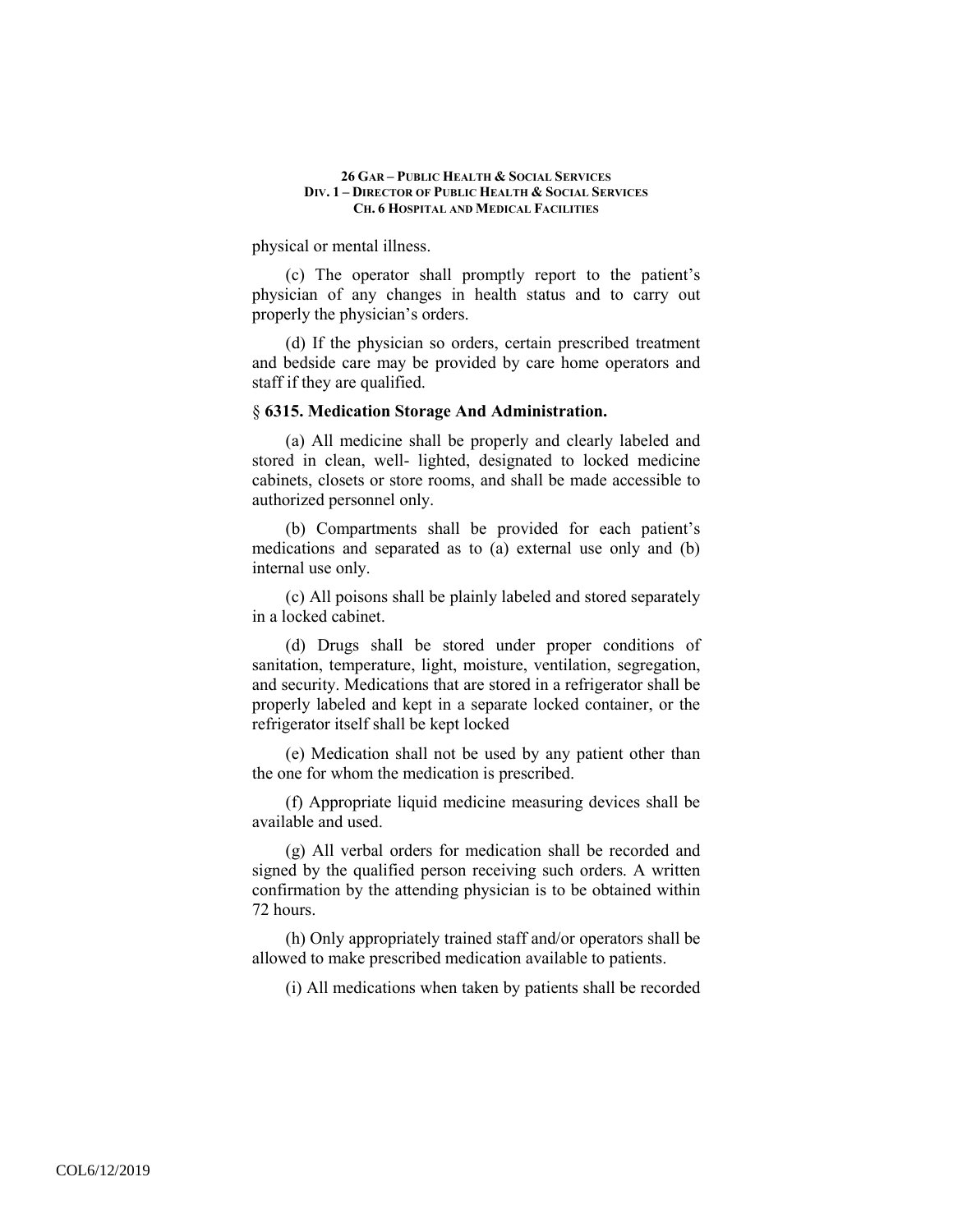physical or mental illness.

(c) The operator shall promptly report to the patient's physician of any changes in health status and to carry out properly the physician's orders.

(d) If the physician so orders, certain prescribed treatment and bedside care may be provided by care home operators and staff if they are qualified.

### § 6315. Medication Storage And Administration.

(a) All medicine shall be properly and clearly labeled and stored in clean, well- lighted, designated to locked medicine cabinets, closets or store rooms, and shall be made accessible to authorized personnel only.

(b) Compartments shall be provided for each patient's medications and separated as to (a) external use only and (b) internal use only.

(c) All poisons shall be plainly labeled and stored separately in a locked cabinet.

(d) Drugs shall be stored under proper conditions of sanitation, temperature, light, moisture, ventilation, segregation, and security. Medications that are stored in a refrigerator shall be properly labeled and kept in a separate locked container, or the refrigerator itself shall be kept locked

(e) Medication shall not be used by any patient other than the one for whom the medication is prescribed.

(f) Appropriate liquid medicine measuring devices shall be available and used.

(g) All verbal orders for medication shall be recorded and signed by the qualified person receiving such orders. A written confirmation by the attending physician is to be obtained within 72 hours.

(h) Only appropriately trained staff and/or operators shall be allowed to make prescribed medication available to patients.

(i) All medications when taken by patients shall be recorded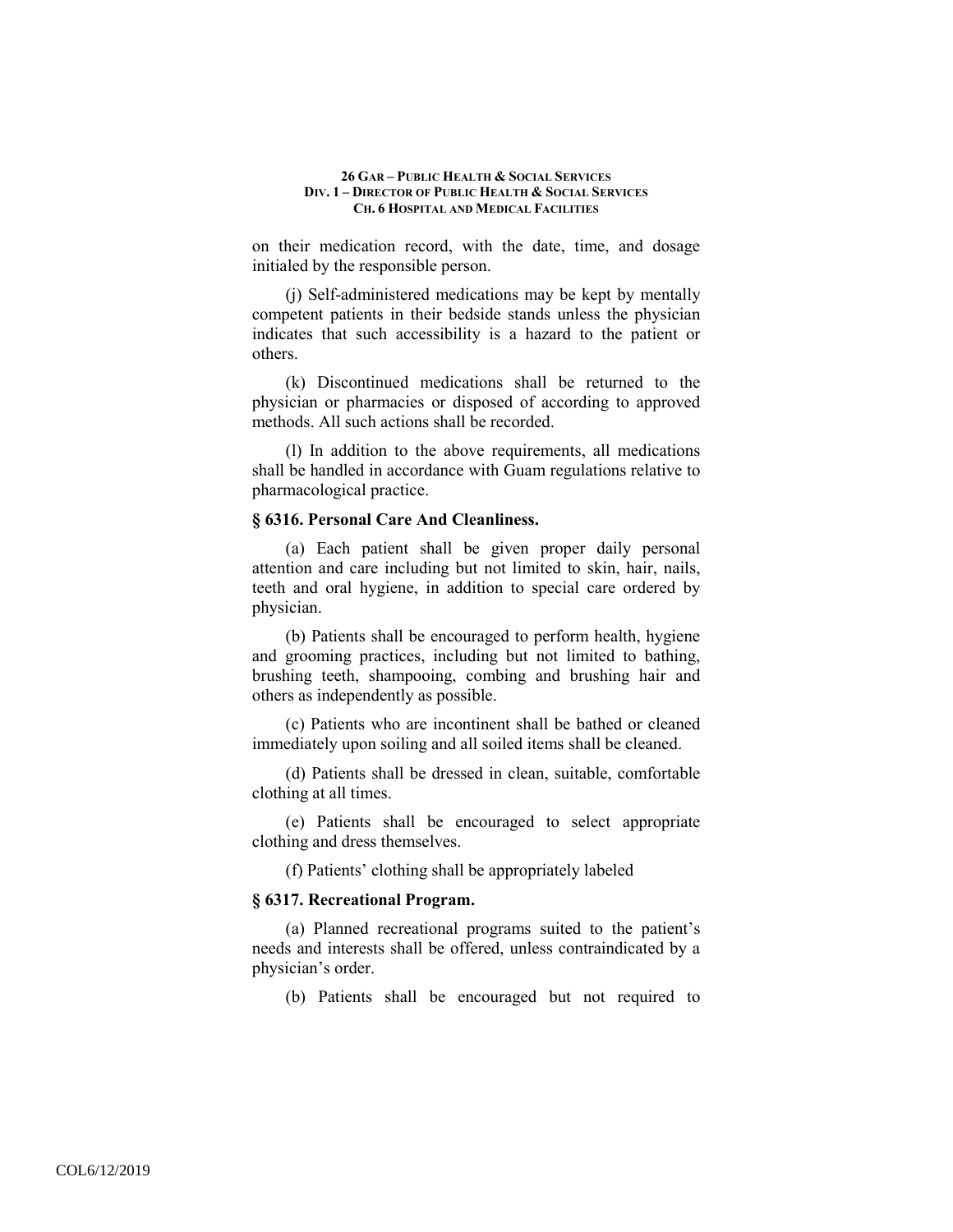on their medication record, with the date, time, and dosage initialed by the responsible person.

(j) Self-administered medications may be kept by mentally competent patients in their bedside stands unless the physician indicates that such accessibility is a hazard to the patient or others.

(k) Discontinued medications shall be returned to the physician or pharmacies or disposed of according to approved methods. All such actions shall be recorded.

(l) In addition to the above requirements, all medications shall be handled in accordance with Guam regulations relative to pharmacological practice.

### § 6316. Personal Care And Cleanliness.

(a) Each patient shall be given proper daily personal attention and care including but not limited to skin, hair, nails, teeth and oral hygiene, in addition to special care ordered by physician.

(b) Patients shall be encouraged to perform health, hygiene and grooming practices, including but not limited to bathing, brushing teeth, shampooing, combing and brushing hair and others as independently as possible.

(c) Patients who are incontinent shall be bathed or cleaned immediately upon soiling and all soiled items shall be cleaned.

(d) Patients shall be dressed in clean, suitable, comfortable clothing at all times.

(e) Patients shall be encouraged to select appropriate clothing and dress themselves.

(f) Patients' clothing shall be appropriately labeled

### § 6317. Recreational Program.

(a) Planned recreational programs suited to the patient's needs and interests shall be offered, unless contraindicated by a physician's order.

(b) Patients shall be encouraged but not required to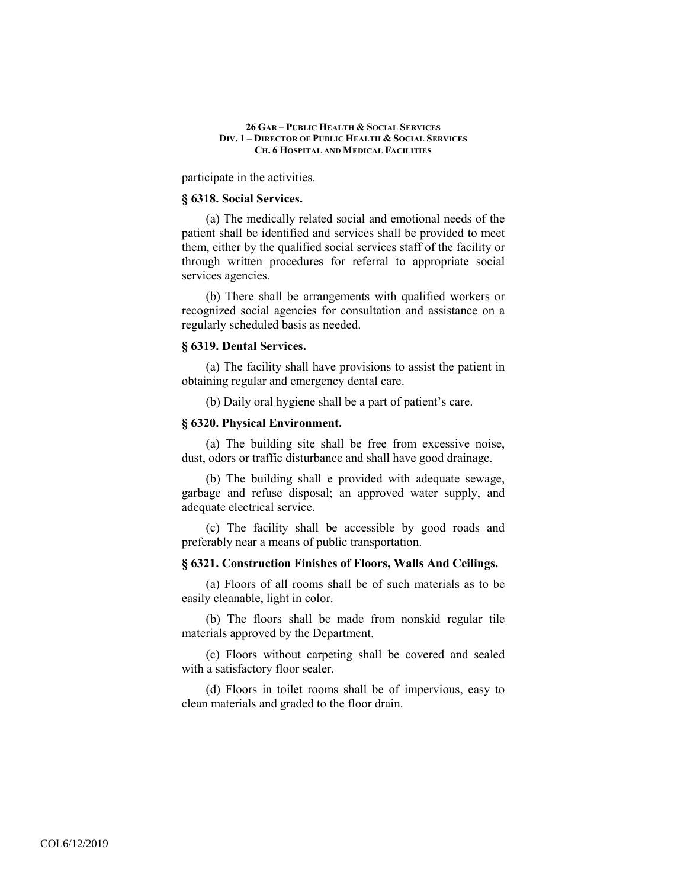participate in the activities.

### § 6318. Social Services.

(a) The medically related social and emotional needs of the patient shall be identified and services shall be provided to meet them, either by the qualified social services staff of the facility or through written procedures for referral to appropriate social services agencies.

(b) There shall be arrangements with qualified workers or recognized social agencies for consultation and assistance on a regularly scheduled basis as needed.

### § 6319. Dental Services.

(a) The facility shall have provisions to assist the patient in obtaining regular and emergency dental care.

(b) Daily oral hygiene shall be a part of patient's care.

### § 6320. Physical Environment.

(a) The building site shall be free from excessive noise, dust, odors or traffic disturbance and shall have good drainage.

(b) The building shall e provided with adequate sewage, garbage and refuse disposal; an approved water supply, and adequate electrical service.

(c) The facility shall be accessible by good roads and preferably near a means of public transportation.

### § 6321. Construction Finishes of Floors, Walls And Ceilings.

(a) Floors of all rooms shall be of such materials as to be easily cleanable, light in color.

(b) The floors shall be made from nonskid regular tile materials approved by the Department.

(c) Floors without carpeting shall be covered and sealed with a satisfactory floor sealer.

(d) Floors in toilet rooms shall be of impervious, easy to clean materials and graded to the floor drain.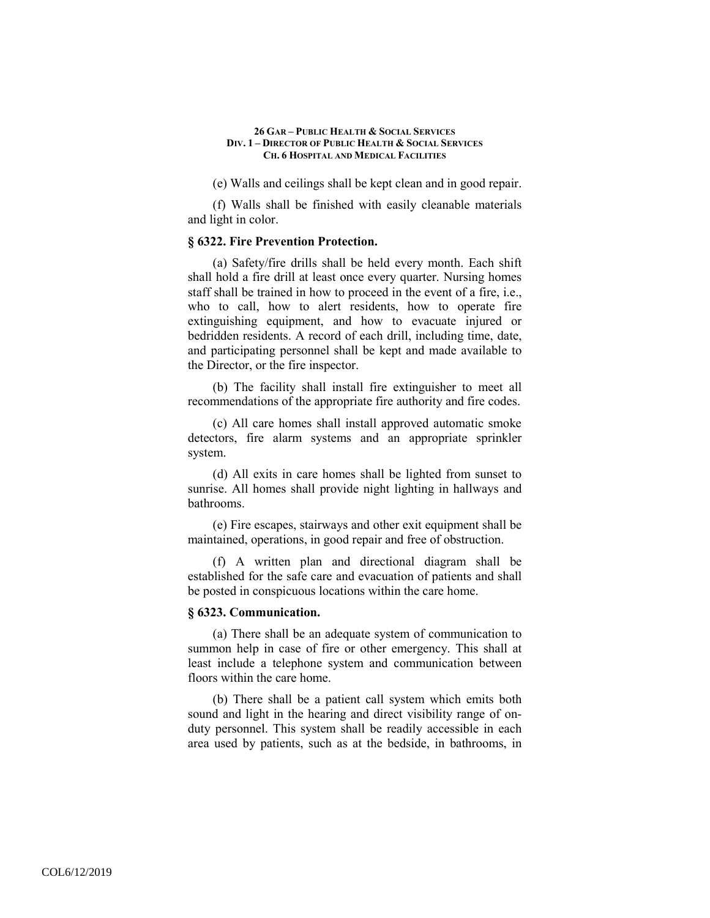(e) Walls and ceilings shall be kept clean and in good repair.

(f) Walls shall be finished with easily cleanable materials and light in color.

### § 6322. Fire Prevention Protection.

(a) Safety/fire drills shall be held every month. Each shift shall hold a fire drill at least once every quarter. Nursing homes staff shall be trained in how to proceed in the event of a fire, i.e., who to call, how to alert residents, how to operate fire extinguishing equipment, and how to evacuate injured or bedridden residents. A record of each drill, including time, date, and participating personnel shall be kept and made available to the Director, or the fire inspector.

(b) The facility shall install fire extinguisher to meet all recommendations of the appropriate fire authority and fire codes.

(c) All care homes shall install approved automatic smoke detectors, fire alarm systems and an appropriate sprinkler system.

(d) All exits in care homes shall be lighted from sunset to sunrise. All homes shall provide night lighting in hallways and bathrooms.

(e) Fire escapes, stairways and other exit equipment shall be maintained, operations, in good repair and free of obstruction.

(f) A written plan and directional diagram shall be established for the safe care and evacuation of patients and shall be posted in conspicuous locations within the care home.

### § 6323. Communication.

(a) There shall be an adequate system of communication to summon help in case of fire or other emergency. This shall at least include a telephone system and communication between floors within the care home.

(b) There shall be a patient call system which emits both sound and light in the hearing and direct visibility range of on-duty personnel. This system shall be readily accessible in each area used by patients, such as at the bedside, in bathrooms, in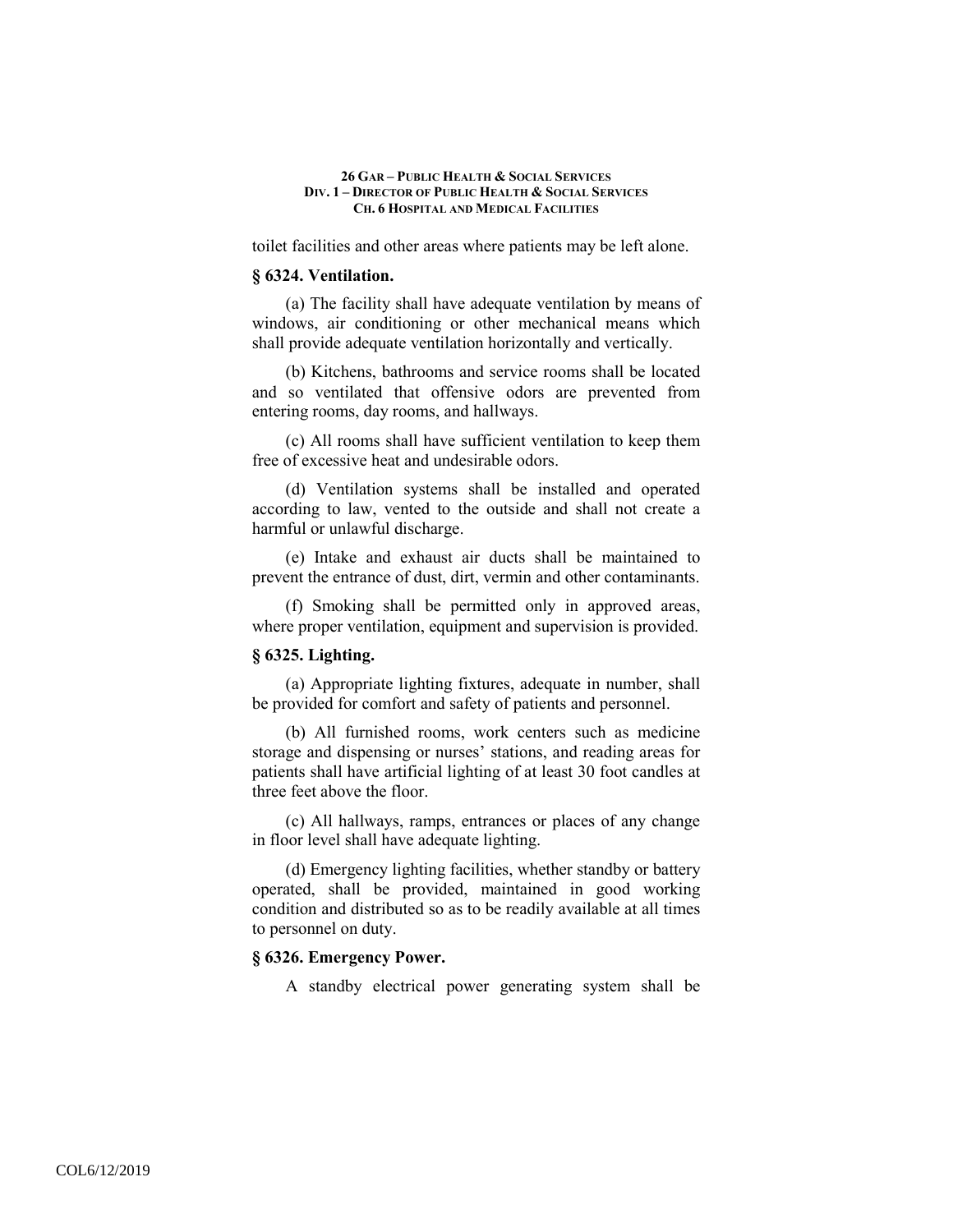toilet facilities and other areas where patients may be left alone.

### § 6324. Ventilation.

(a) The facility shall have adequate ventilation by means of windows, air conditioning or other mechanical means which shall provide adequate ventilation horizontally and vertically.

(b) Kitchens, bathrooms and service rooms shall be located and so ventilated that offensive odors are prevented from entering rooms, day rooms, and hallways.

(c) All rooms shall have sufficient ventilation to keep them free of excessive heat and undesirable odors.

(d) Ventilation systems shall be installed and operated according to law, vented to the outside and shall not create a harmful or unlawful discharge.

(e) Intake and exhaust air ducts shall be maintained to prevent the entrance of dust, dirt, vermin and other contaminants.

(f) Smoking shall be permitted only in approved areas, where proper ventilation, equipment and supervision is provided.

### § 6325. Lighting.

(a) Appropriate lighting fixtures, adequate in number, shall be provided for comfort and safety of patients and personnel.

(b) All furnished rooms, work centers such as medicine storage and dispensing or nurses' stations, and reading areas for patients shall have artificial lighting of at least 30 foot candles at three feet above the floor.

(c) All hallways, ramps, entrances or places of any change in floor level shall have adequate lighting.

(d) Emergency lighting facilities, whether standby or battery operated, shall be provided, maintained in good working condition and distributed so as to be readily available at all times to personnel on duty.

### § 6326. Emergency Power.

A standby electrical power generating system shall be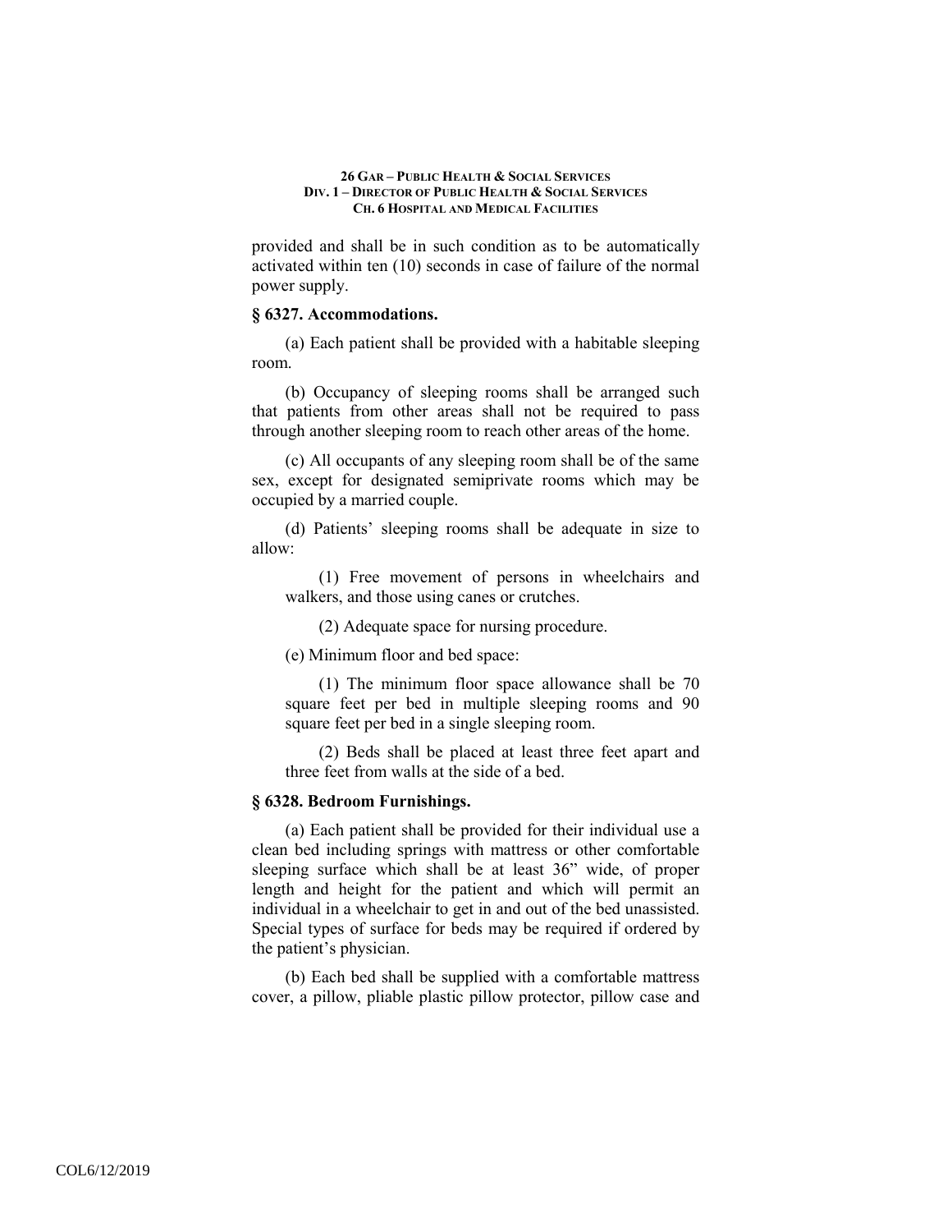provided and shall be in such condition as to be automatically activated within ten (10) seconds in case of failure of the normal power supply.

### § 6327. Accommodations.

(a) Each patient shall be provided with a habitable sleeping room.

(b) Occupancy of sleeping rooms shall be arranged such that patients from other areas shall not be required to pass through another sleeping room to reach other areas of the home.

(c) All occupants of any sleeping room shall be of the same sex, except for designated semiprivate rooms which may be occupied by a married couple.

(d) Patients' sleeping rooms shall be adequate in size to allow:

(1) Free movement of persons in wheelchairs and walkers, and those using canes or crutches.

(2) Adequate space for nursing procedure.

(e) Minimum floor and bed space:

(1) The minimum floor space allowance shall be 70 square feet per bed in multiple sleeping rooms and 90 square feet per bed in a single sleeping room.

(2) Beds shall be placed at least three feet apart and three feet from walls at the side of a bed.

### § 6328. Bedroom Furnishings.

(a) Each patient shall be provided for their individual use a clean bed including springs with mattress or other comfortable sleeping surface which shall be at least 36" wide, of proper length and height for the patient and which will permit an individual in a wheelchair to get in and out of the bed unassisted. Special types of surface for beds may be required if ordered by the patient's physician.

(b) Each bed shall be supplied with a comfortable mattress cover, a pillow, pliable plastic pillow protector, pillow case and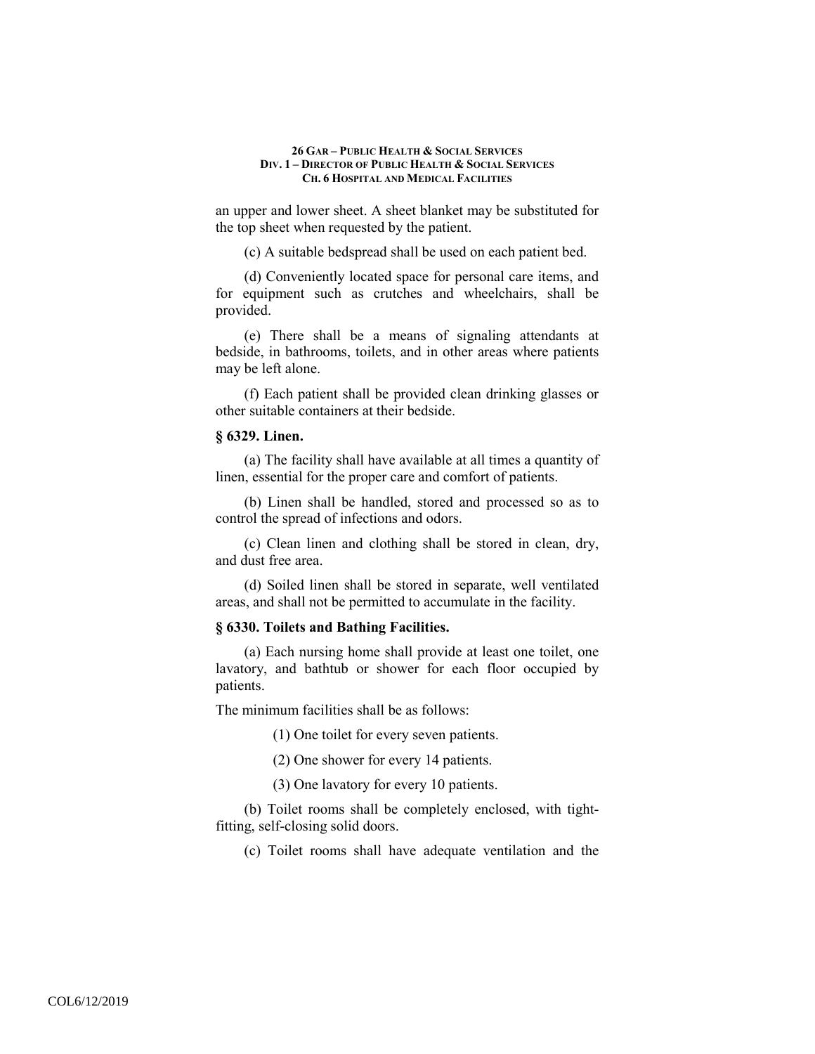an upper and lower sheet. A sheet blanket may be substituted for the top sheet when requested by the patient.

(c) A suitable bedspread shall be used on each patient bed.

(d) Conveniently located space for personal care items, and for equipment such as crutches and wheelchairs, shall be provided.

(e) There shall be a means of signaling attendants at bedside, in bathrooms, toilets, and in other areas where patients may be left alone.

(f) Each patient shall be provided clean drinking glasses or other suitable containers at their bedside.

**§ 6329. Linen.**

(a) The facility shall have available at all times a quantity of linen, essential for the proper care and comfort of patients.

(b) Linen shall be handled, stored and processed so as to control the spread of infections and odors.

(c) Clean linen and clothing shall be stored in clean, dry, and dust free area.

(d) Soiled linen shall be stored in separate, well ventilated areas, and shall not be permitted to accumulate in the facility.

**§ 6330. Toilets and Bathing Facilities.**

(a) Each nursing home shall provide at least one toilet, one lavatory, and bathtub or shower for each floor occupied by patients.

The minimum facilities shall be as follows:

(1) One toilet for every seven patients.

(2) One shower for every 14 patients.

(3) One lavatory for every 10 patients.

(b) Toilet rooms shall be completely enclosed, with tight-fitting, self-closing solid doors.

(c) Toilet rooms shall have adequate ventilation and the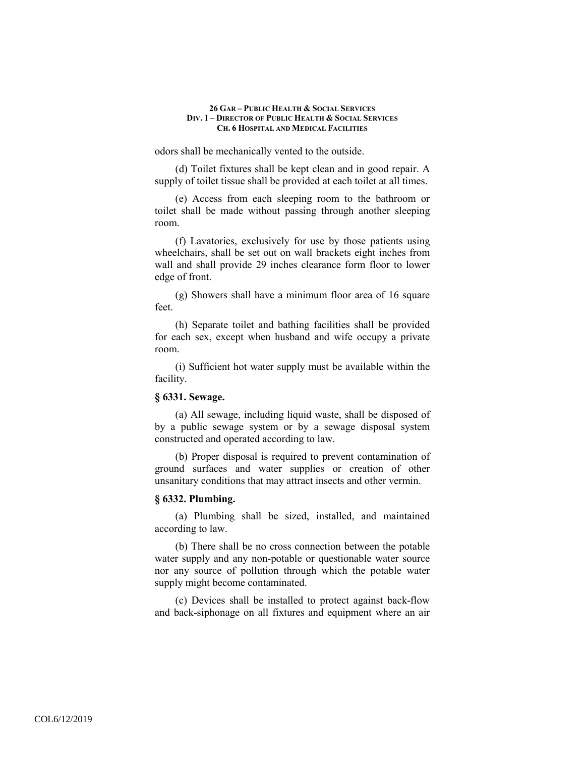odors shall be mechanically vented to the outside.

(d) Toilet fixtures shall be kept clean and in good repair. A supply of toilet tissue shall be provided at each toilet at all times.

(e) Access from each sleeping room to the bathroom or toilet shall be made without passing through another sleeping room.

(f) Lavatories, exclusively for use by those patients using wheelchairs, shall be set out on wall brackets eight inches from wall and shall provide 29 inches clearance form floor to lower edge of front.

(g) Showers shall have a minimum floor area of 16 square feet.

(h) Separate toilet and bathing facilities shall be provided for each sex, except when husband and wife occupy a private room.

(i) Sufficient hot water supply must be available within the facility.

**§ 6331. Sewage.**

(a) All sewage, including liquid waste, shall be disposed of by a public sewage system or by a sewage disposal system constructed and operated according to law.

(b) Proper disposal is required to prevent contamination of ground surfaces and water supplies or creation of other unsanitary conditions that may attract insects and other vermin.

**§ 6332. Plumbing.**

(a) Plumbing shall be sized, installed, and maintained according to law.

(b) There shall be no cross connection between the potable water supply and any non-potable or questionable water source nor any source of pollution through which the potable water supply might become contaminated.

(c) Devices shall be installed to protect against back-flow and back-siphonage on all fixtures and equipment where an air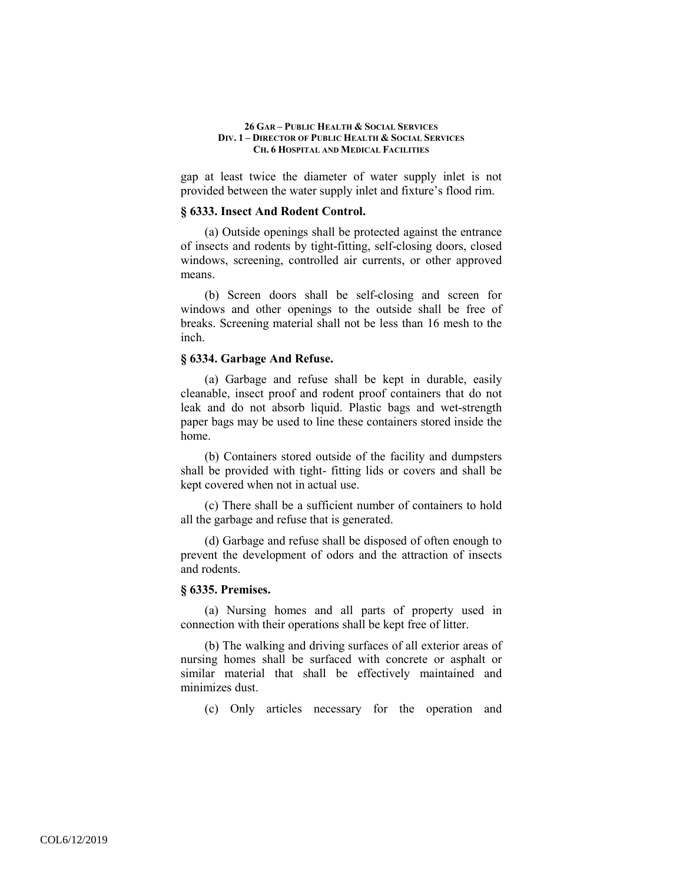gap at least twice the diameter of water supply inlet is not provided between the water supply inlet and fixture's flood rim.

### § 6333. Insect And Rodent Control.

(a) Outside openings shall be protected against the entrance of insects and rodents by tight-fitting, self-closing doors, closed windows, screening, controlled air currents, or other approved means.

(b) Screen doors shall be self-closing and screen for windows and other openings to the outside shall be free of breaks. Screening material shall not be less than 16 mesh to the inch.

### § 6334. Garbage And Refuse.

(a) Garbage and refuse shall be kept in durable, easily cleanable, insect proof and rodent proof containers that do not leak and do not absorb liquid. Plastic bags and wet-strength paper bags may be used to line these containers stored inside the home.

(b) Containers stored outside of the facility and dumpsters shall be provided with tight- fitting lids or covers and shall be kept covered when not in actual use.

(c) There shall be a sufficient number of containers to hold all the garbage and refuse that is generated.

(d) Garbage and refuse shall be disposed of often enough to prevent the development of odors and the attraction of insects and rodents.

### § 6335. Premises.

(a) Nursing homes and all parts of property used in connection with their operations shall be kept free of litter.

(b) The walking and driving surfaces of all exterior areas of nursing homes shall be surfaced with concrete or asphalt or similar material that shall be effectively maintained and minimizes dust.

(c) Only articles necessary for the operation and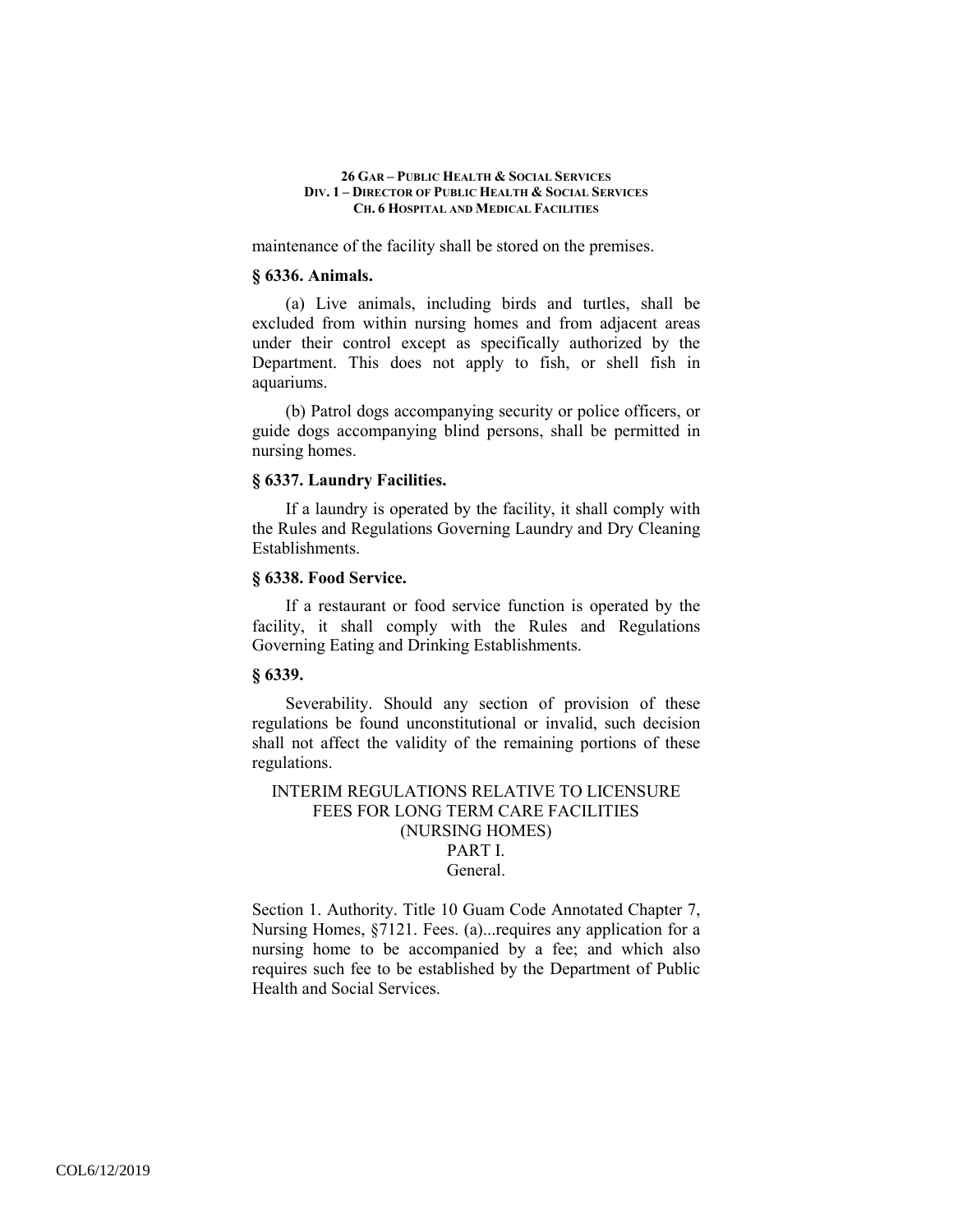maintenance of the facility shall be stored on the premises.

### § 6336. Animals.

(a) Live animals, including birds and turtles, shall be excluded from within nursing homes and from adjacent areas under their control except as specifically authorized by the Department. This does not apply to fish, or shell fish in aquariums.

(b) Patrol dogs accompanying security or police officers, or guide dogs accompanying blind persons, shall be permitted in nursing homes.

### § 6337. Laundry Facilities.

If a laundry is operated by the facility, it shall comply with the Rules and Regulations Governing Laundry and Dry Cleaning Establishments.

### § 6338. Food Service.

If a restaurant or food service function is operated by the facility, it shall comply with the Rules and Regulations Governing Eating and Drinking Establishments.

### § 6339.

Severability. Should any section of provision of these regulations be found unconstitutional or invalid, such decision shall not affect the validity of the remaining portions of these regulations.

INTERIM REGULATIONS RELATIVE TO LICENSURE FEES FOR LONG TERM CARE FACILITIES (NURSING HOMES)
PART I.
General.

Section 1. Authority. Title 10 Guam Code Annotated Chapter 7, Nursing Homes, §7121. Fees. (a)...requires any application for a nursing home to be accompanied by a fee; and which also requires such fee to be established by the Department of Public Health and Social Services.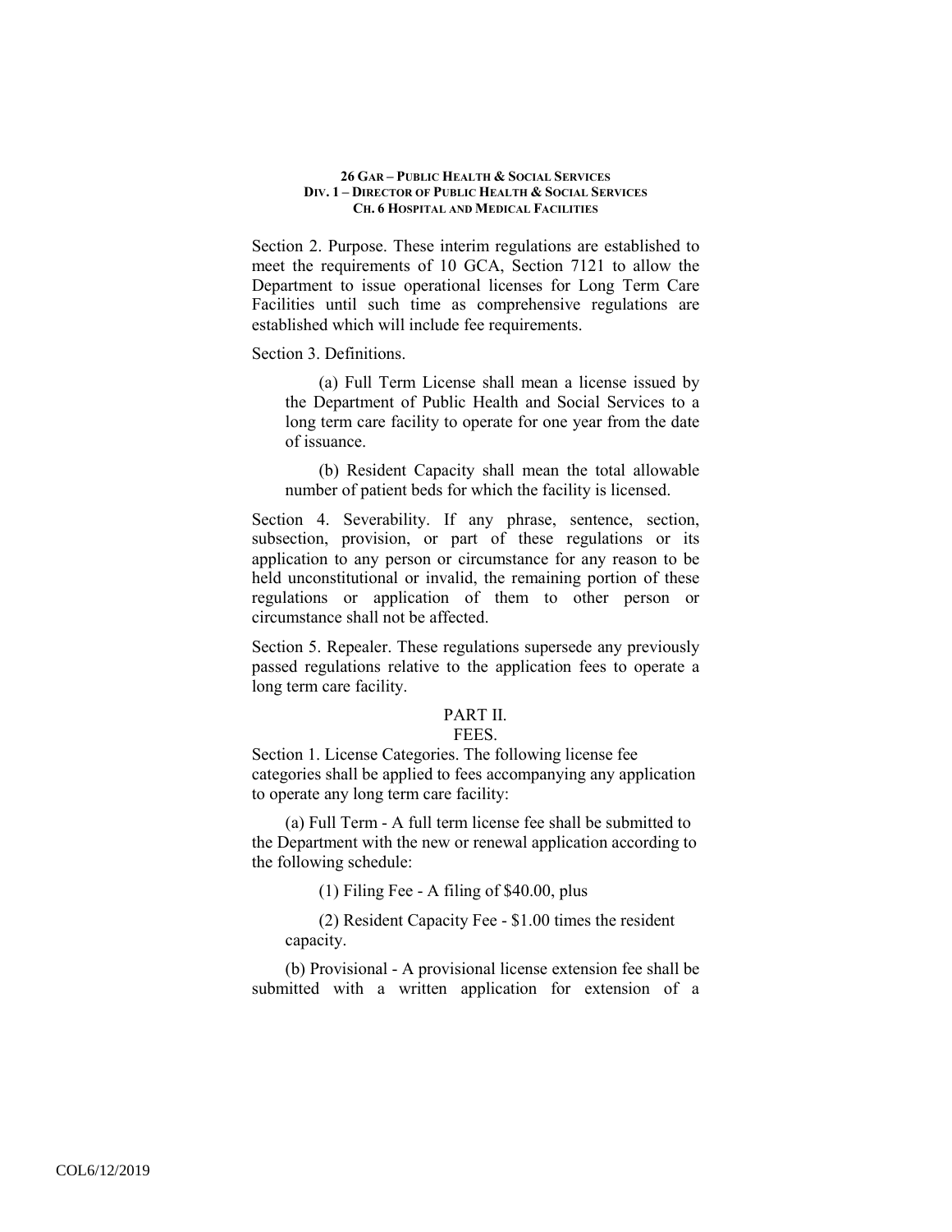Section 2. Purpose. These interim regulations are established to meet the requirements of 10 GCA, Section 7121 to allow the Department to issue operational licenses for Long Term Care Facilities until such time as comprehensive regulations are established which will include fee requirements.

Section 3. Definitions.

(a) Full Term License shall mean a license issued by the Department of Public Health and Social Services to a long term care facility to operate for one year from the date of issuance.

(b) Resident Capacity shall mean the total allowable number of patient beds for which the facility is licensed.

Section 4. Severability. If any phrase, sentence, section, subsection, provision, or part of these regulations or its application to any person or circumstance for any reason to be held unconstitutional or invalid, the remaining portion of these regulations or application of them to other person or circumstance shall not be affected.

Section 5. Repealer. These regulations supersede any previously passed regulations relative to the application fees to operate a long term care facility.

## PART II.
## FEES.

Section 1. License Categories. The following license fee categories shall be applied to fees accompanying any application to operate any long term care facility:

(a) Full Term - A full term license fee shall be submitted to the Department with the new or renewal application according to the following schedule:

(1) Filing Fee - A filing of $40.00, plus

(2) Resident Capacity Fee - $1.00 times the resident capacity.

(b) Provisional - A provisional license extension fee shall be submitted with a written application for extension of a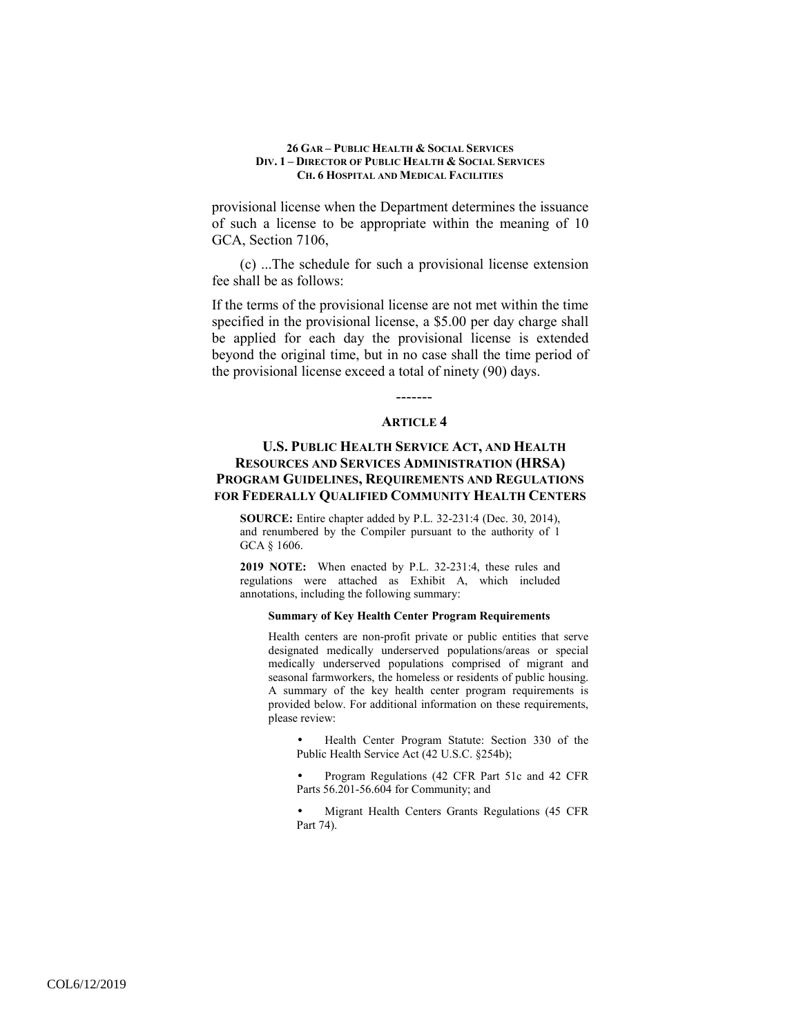provisional license when the Department determines the issuance of such a license to be appropriate within the meaning of 10 GCA, Section 7106,

(c) ...The schedule for such a provisional license extension fee shall be as follows:

If the terms of the provisional license are not met within the time specified in the provisional license, a $5.00 per day charge shall be applied for each day the provisional license is extended beyond the original time, but in no case shall the time period of the provisional license exceed a total of ninety (90) days.

-------

## ARTICLE 4

## U.S. PUBLIC HEALTH SERVICE ACT, AND HEALTH RESOURCES AND SERVICES ADMINISTRATION (HRSA) PROGRAM GUIDELINES, REQUIREMENTS AND REGULATIONS FOR FEDERALLY QUALIFIED COMMUNITY HEALTH CENTERS

**SOURCE:** Entire chapter added by P.L. 32-231:4 (Dec. 30, 2014), and renumbered by the Compiler pursuant to the authority of 1 GCA § 1606.

**2019 NOTE:** When enacted by P.L. 32-231:4, these rules and regulations were attached as Exhibit A, which included annotations, including the following summary:

**Summary of Key Health Center Program Requirements**

Health centers are non-profit private or public entities that serve designated medically underserved populations/areas or special medically underserved populations comprised of migrant and seasonal farmworkers, the homeless or residents of public housing. A summary of the key health center program requirements is provided below. For additional information on these requirements, please review:

- Health Center Program Statute: Section 330 of the Public Health Service Act (42 U.S.C. §254b);
- Program Regulations (42 CFR Part 51c and 42 CFR Parts 56.201-56.604 for Community; and
- Migrant Health Centers Grants Regulations (45 CFR Part 74).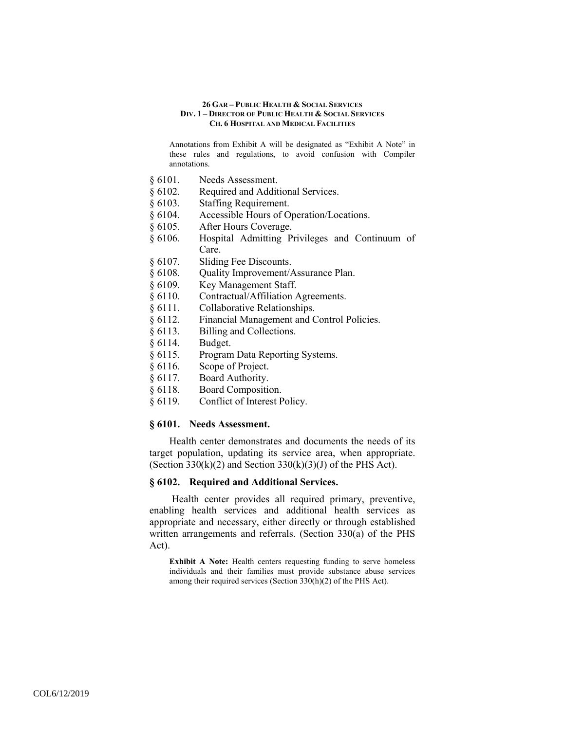Annotations from Exhibit A will be designated as "Exhibit A Note" in these rules and regulations, to avoid confusion with Compiler annotations.

§ 6101. Needs Assessment.
§ 6102. Required and Additional Services.
§ 6103. Staffing Requirement.
§ 6104. Accessible Hours of Operation/Locations.
§ 6105. After Hours Coverage.
§ 6106. Hospital Admitting Privileges and Continuum of Care.
§ 6107. Sliding Fee Discounts.
§ 6108. Quality Improvement/Assurance Plan.
§ 6109. Key Management Staff.
§ 6110. Contractual/Affiliation Agreements.
§ 6111. Collaborative Relationships.
§ 6112. Financial Management and Control Policies.
§ 6113. Billing and Collections.
§ 6114. Budget.
§ 6115. Program Data Reporting Systems.
§ 6116. Scope of Project.
§ 6117. Board Authority.
§ 6118. Board Composition.
§ 6119. Conflict of Interest Policy.

### § 6101. Needs Assessment.

Health center demonstrates and documents the needs of its target population, updating its service area, when appropriate. (Section 330(k)(2) and Section 330(k)(3)(J) of the PHS Act).

### § 6102. Required and Additional Services.

Health center provides all required primary, preventive, enabling health services and additional health services as appropriate and necessary, either directly or through established written arrangements and referrals. (Section 330(a) of the PHS Act).

**Exhibit A Note:** Health centers requesting funding to serve homeless individuals and their families must provide substance abuse services among their required services (Section 330(h)(2) of the PHS Act).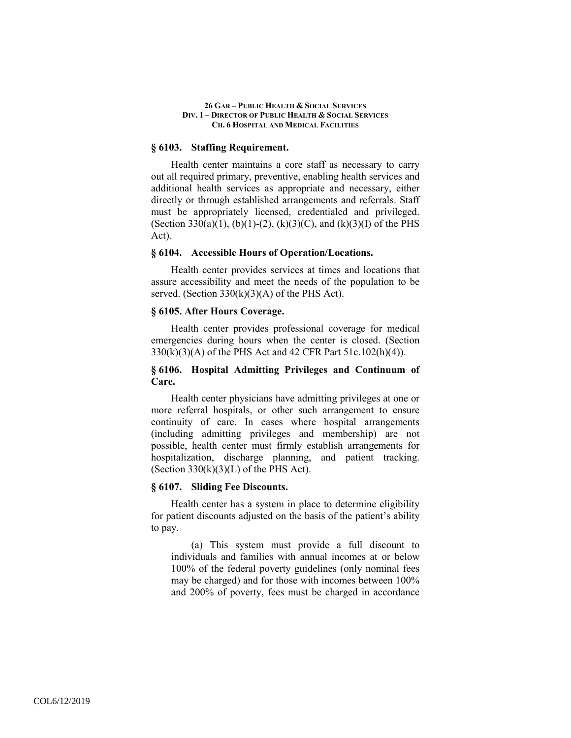## § 6103. Staffing Requirement.

Health center maintains a core staff as necessary to carry out all required primary, preventive, enabling health services and additional health services as appropriate and necessary, either directly or through established arrangements and referrals. Staff must be appropriately licensed, credentialed and privileged. (Section 330(a)(1), (b)(1)-(2), (k)(3)(C), and (k)(3)(I) of the PHS Act).

## § 6104. Accessible Hours of Operation/Locations.

Health center provides services at times and locations that assure accessibility and meet the needs of the population to be served. (Section 330(k)(3)(A) of the PHS Act).

## § 6105. After Hours Coverage.

Health center provides professional coverage for medical emergencies during hours when the center is closed. (Section 330(k)(3)(A) of the PHS Act and 42 CFR Part 51c.102(h)(4)).

## § 6106. Hospital Admitting Privileges and Continuum of Care.

Health center physicians have admitting privileges at one or more referral hospitals, or other such arrangement to ensure continuity of care. In cases where hospital arrangements (including admitting privileges and membership) are not possible, health center must firmly establish arrangements for hospitalization, discharge planning, and patient tracking. (Section 330(k)(3)(L) of the PHS Act).

## § 6107. Sliding Fee Discounts.

Health center has a system in place to determine eligibility for patient discounts adjusted on the basis of the patient's ability to pay.

(a) This system must provide a full discount to individuals and families with annual incomes at or below 100% of the federal poverty guidelines (only nominal fees may be charged) and for those with incomes between 100% and 200% of poverty, fees must be charged in accordance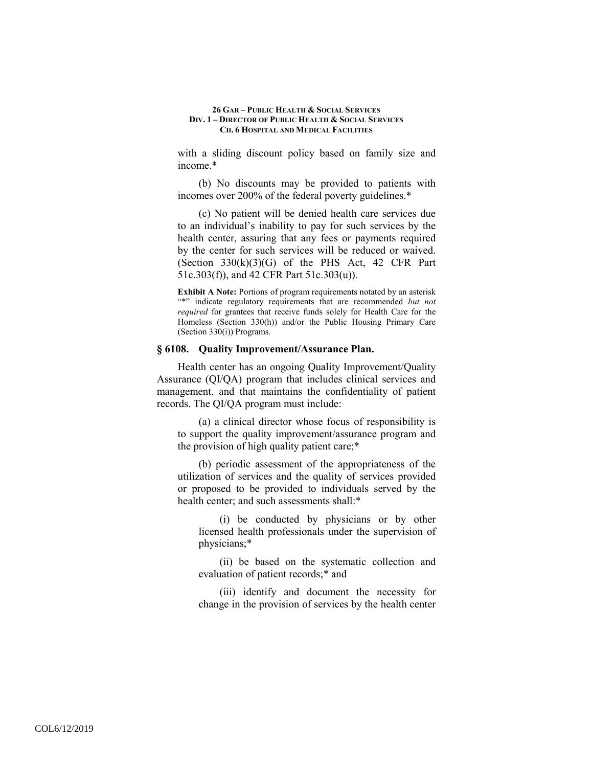with a sliding discount policy based on family size and income.*

(b) No discounts may be provided to patients with incomes over 200% of the federal poverty guidelines.*

(c) No patient will be denied health care services due to an individual's inability to pay for such services by the health center, assuring that any fees or payments required by the center for such services will be reduced or waived. (Section 330(k)(3)(G) of the PHS Act, 42 CFR Part 51c.303(f)), and 42 CFR Part 51c.303(u)).

**Exhibit A Note:** Portions of program requirements notated by an asterisk "*" indicate regulatory requirements that are recommended *but not required* for grantees that receive funds solely for Health Care for the Homeless (Section 330(h)) and/or the Public Housing Primary Care (Section 330(i)) Programs.

### § 6108. Quality Improvement/Assurance Plan.

Health center has an ongoing Quality Improvement/Quality Assurance (QI/QA) program that includes clinical services and management, and that maintains the confidentiality of patient records. The QI/QA program must include:

(a) a clinical director whose focus of responsibility is to support the quality improvement/assurance program and the provision of high quality patient care;*

(b) periodic assessment of the appropriateness of the utilization of services and the quality of services provided or proposed to be provided to individuals served by the health center; and such assessments shall:*

(i) be conducted by physicians or by other licensed health professionals under the supervision of physicians;*

(ii) be based on the systematic collection and evaluation of patient records;* and

(iii) identify and document the necessity for change in the provision of services by the health center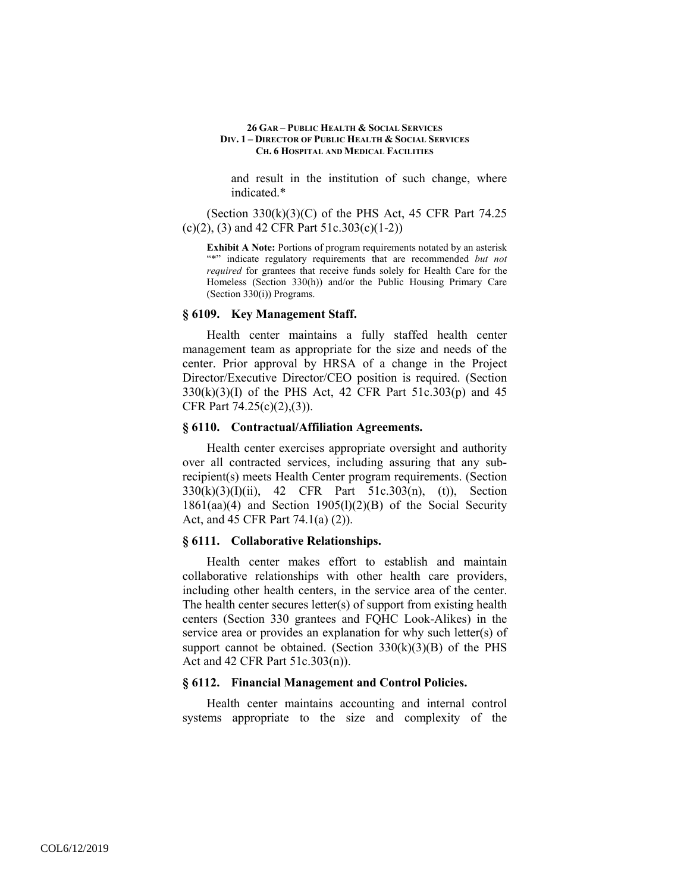and result in the institution of such change, where indicated.*

(Section 330(k)(3)(C) of the PHS Act, 45 CFR Part 74.25 (c)(2), (3) and 42 CFR Part 51c.303(c)(1-2))

**Exhibit A Note:** Portions of program requirements notated by an asterisk "*" indicate regulatory requirements that are recommended *but not required* for grantees that receive funds solely for Health Care for the Homeless (Section 330(h)) and/or the Public Housing Primary Care (Section 330(i)) Programs.

### § 6109. Key Management Staff.

Health center maintains a fully staffed health center management team as appropriate for the size and needs of the center. Prior approval by HRSA of a change in the Project Director/Executive Director/CEO position is required. (Section 330(k)(3)(I) of the PHS Act, 42 CFR Part 51c.303(p) and 45 CFR Part 74.25(c)(2),(3)).

### § 6110. Contractual/Affiliation Agreements.

Health center exercises appropriate oversight and authority over all contracted services, including assuring that any sub-recipient(s) meets Health Center program requirements. (Section 330(k)(3)(I)(ii), 42 CFR Part 51c.303(n), (t)), Section 1861(aa)(4) and Section 1905(l)(2)(B) of the Social Security Act, and 45 CFR Part 74.1(a) (2)).

### § 6111. Collaborative Relationships.

Health center makes effort to establish and maintain collaborative relationships with other health care providers, including other health centers, in the service area of the center. The health center secures letter(s) of support from existing health centers (Section 330 grantees and FQHC Look-Alikes) in the service area or provides an explanation for why such letter(s) of support cannot be obtained. (Section 330(k)(3)(B) of the PHS Act and 42 CFR Part 51c.303(n)).

### § 6112. Financial Management and Control Policies.

Health center maintains accounting and internal control systems appropriate to the size and complexity of the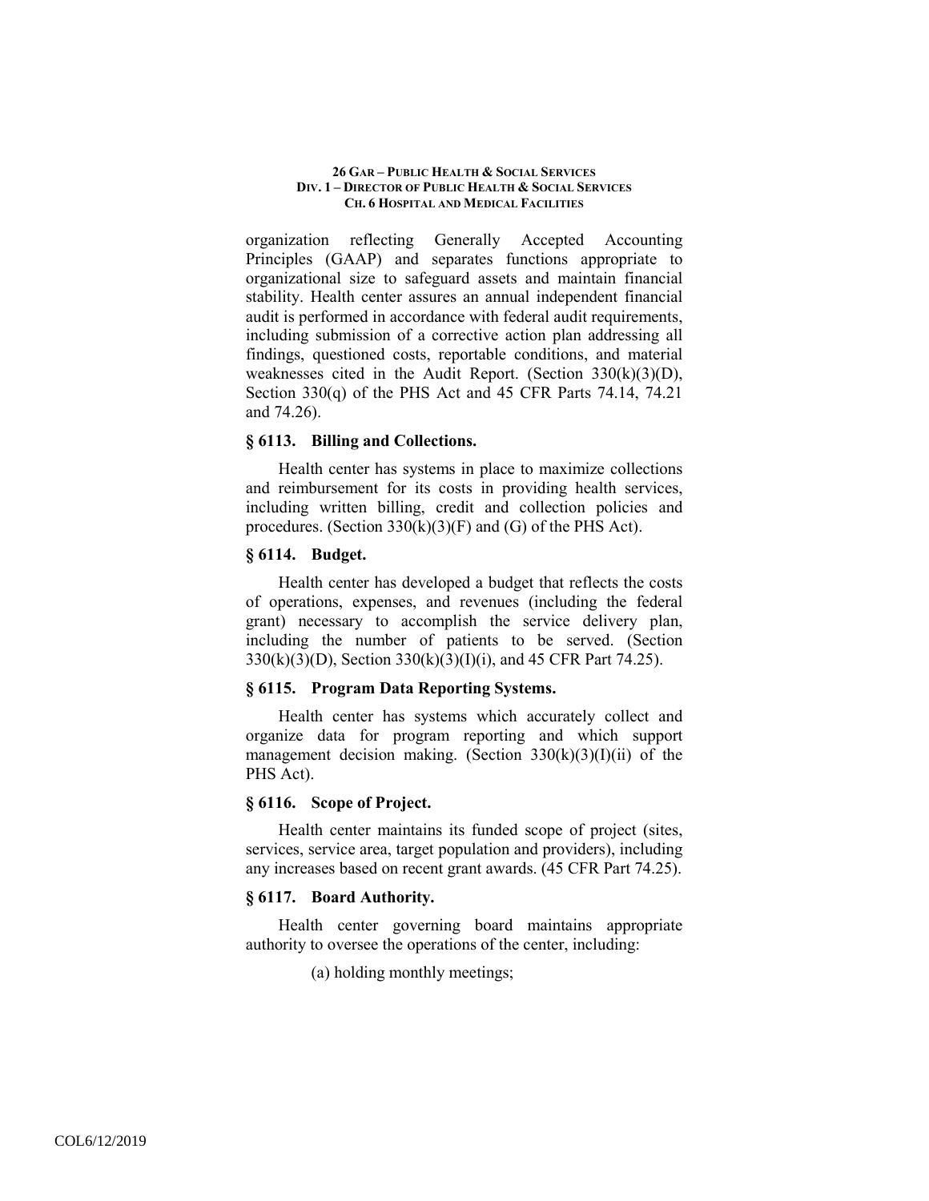organization reflecting Generally Accepted Accounting Principles (GAAP) and separates functions appropriate to organizational size to safeguard assets and maintain financial stability. Health center assures an annual independent financial audit is performed in accordance with federal audit requirements, including submission of a corrective action plan addressing all findings, questioned costs, reportable conditions, and material weaknesses cited in the Audit Report. (Section 330(k)(3)(D), Section 330(q) of the PHS Act and 45 CFR Parts 74.14, 74.21 and 74.26).

### § 6113. Billing and Collections.

Health center has systems in place to maximize collections and reimbursement for its costs in providing health services, including written billing, credit and collection policies and procedures. (Section 330(k)(3)(F) and (G) of the PHS Act).

### § 6114. Budget.

Health center has developed a budget that reflects the costs of operations, expenses, and revenues (including the federal grant) necessary to accomplish the service delivery plan, including the number of patients to be served. (Section 330(k)(3)(D), Section 330(k)(3)(I)(i), and 45 CFR Part 74.25).

### § 6115. Program Data Reporting Systems.

Health center has systems which accurately collect and organize data for program reporting and which support management decision making. (Section 330(k)(3)(I)(ii) of the PHS Act).

### § 6116. Scope of Project.

Health center maintains its funded scope of project (sites, services, service area, target population and providers), including any increases based on recent grant awards. (45 CFR Part 74.25).

### § 6117. Board Authority.

Health center governing board maintains appropriate authority to oversee the operations of the center, including:

(a) holding monthly meetings;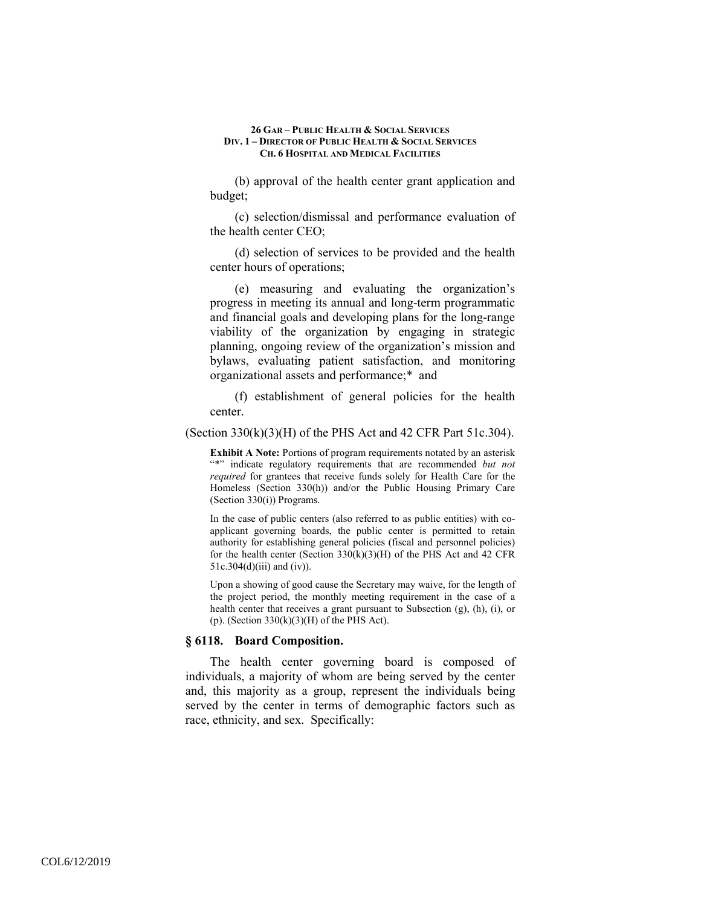(b) approval of the health center grant application and budget;

(c) selection/dismissal and performance evaluation of the health center CEO;

(d) selection of services to be provided and the health center hours of operations;

(e) measuring and evaluating the organization's progress in meeting its annual and long-term programmatic and financial goals and developing plans for the long-range viability of the organization by engaging in strategic planning, ongoing review of the organization's mission and bylaws, evaluating patient satisfaction, and monitoring organizational assets and performance;* and

(f) establishment of general policies for the health center.

(Section 330(k)(3)(H) of the PHS Act and 42 CFR Part 51c.304).

**Exhibit A Note:** Portions of program requirements notated by an asterisk "*" indicate regulatory requirements that are recommended *but not required* for grantees that receive funds solely for Health Care for the Homeless (Section 330(h)) and/or the Public Housing Primary Care (Section 330(i)) Programs.

In the case of public centers (also referred to as public entities) with co-applicant governing boards, the public center is permitted to retain authority for establishing general policies (fiscal and personnel policies) for the health center (Section 330(k)(3)(H) of the PHS Act and 42 CFR 51c.304(d)(iii) and (iv)).

Upon a showing of good cause the Secretary may waive, for the length of the project period, the monthly meeting requirement in the case of a health center that receives a grant pursuant to Subsection (g), (h), (i), or (p). (Section 330(k)(3)(H) of the PHS Act).

### § 6118. Board Composition.

The health center governing board is composed of individuals, a majority of whom are being served by the center and, this majority as a group, represent the individuals being served by the center in terms of demographic factors such as race, ethnicity, and sex. Specifically: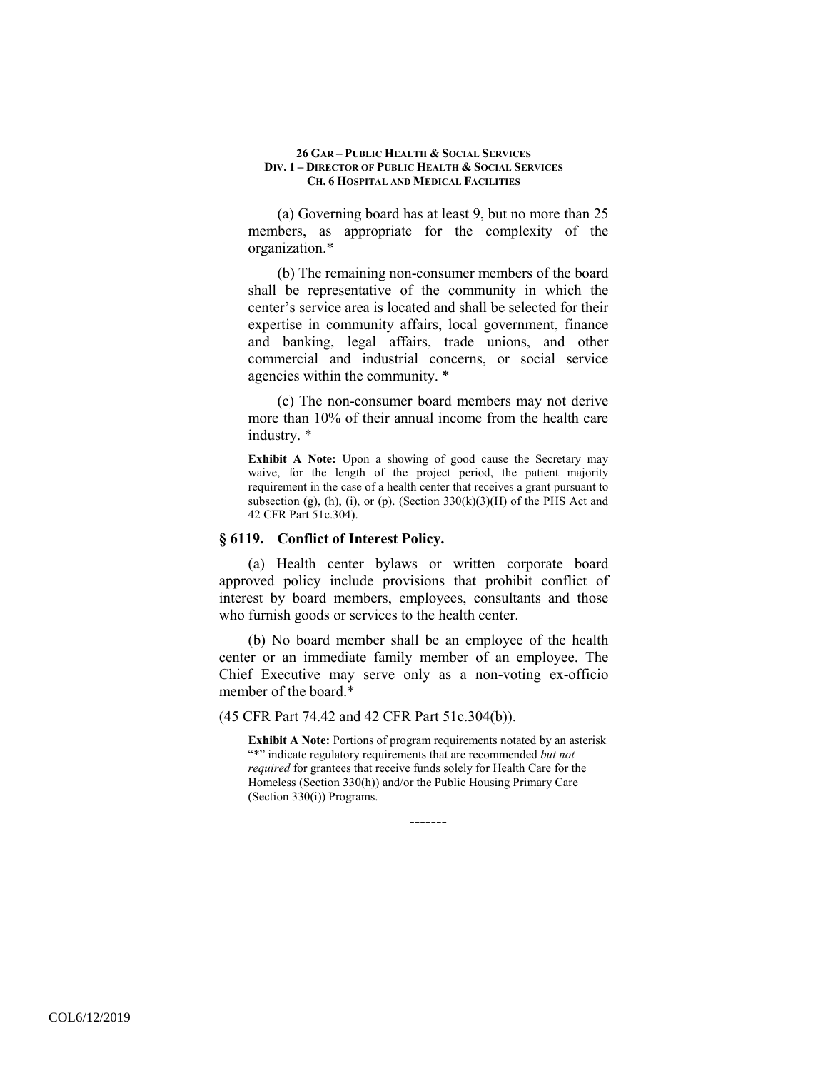(a) Governing board has at least 9, but no more than 25 members, as appropriate for the complexity of the organization.*

(b) The remaining non-consumer members of the board shall be representative of the community in which the center's service area is located and shall be selected for their expertise in community affairs, local government, finance and banking, legal affairs, trade unions, and other commercial and industrial concerns, or social service agencies within the community. *

(c) The non-consumer board members may not derive more than 10% of their annual income from the health care industry. *

**Exhibit A Note:** Upon a showing of good cause the Secretary may waive, for the length of the project period, the patient majority requirement in the case of a health center that receives a grant pursuant to subsection (g), (h), (i), or (p). (Section 330(k)(3)(H) of the PHS Act and 42 CFR Part 51c.304).

### § 6119. Conflict of Interest Policy.

(a) Health center bylaws or written corporate board approved policy include provisions that prohibit conflict of interest by board members, employees, consultants and those who furnish goods or services to the health center.

(b) No board member shall be an employee of the health center or an immediate family member of an employee. The Chief Executive may serve only as a non-voting ex-officio member of the board.*

(45 CFR Part 74.42 and 42 CFR Part 51c.304(b)).

**Exhibit A Note:** Portions of program requirements notated by an asterisk "*" indicate regulatory requirements that are recommended *but not required* for grantees that receive funds solely for Health Care for the Homeless (Section 330(h)) and/or the Public Housing Primary Care (Section 330(i)) Programs.

-------